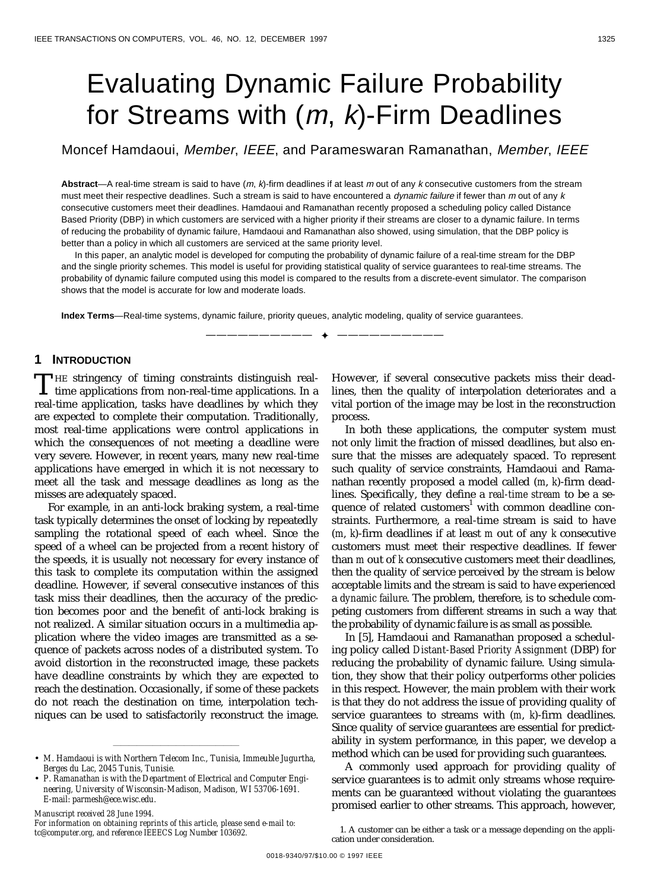#  Evaluating Dynamic Failure Probability for Streams with ($m$, $k$)-Firm Deadlines

Moncef Hamdaoui, *Member*, *IEEE*, and Parameswaran Ramanathan, *Member*, *IEEE*

**Abstract**—A real-time stream is said to have ($m$, $k$)-firm deadlines if at least $m$ out of any $k$ consecutive customers from the stream must meet their respective deadlines. Such a stream is said to have encountered a *dynamic failure* if fewer than $m$ out of any $k$ consecutive customers meet their deadlines. Hamdaoui and Ramanathan recently proposed a scheduling policy called Distance Based Priority (DBP) in which customers are serviced with a higher priority if their streams are closer to a dynamic failure. In terms of reducing the probability of dynamic failure, Hamdaoui and Ramanathan also showed, using simulation, that the DBP policy is better than a policy in which all customers are serviced at the same priority level.

In this paper, an analytic model is developed for computing the probability of dynamic failure of a real-time stream for the DBP and the single priority schemes. This model is useful for providing statistical quality of service guarantees to real-time streams. The probability of dynamic failure computed using this model is compared to the results from a discrete-event simulator. The comparison shows that the model is accurate for low and moderate loads.

**Index Terms**—Real-time systems, dynamic failure, priority queues, analytic modeling, quality of service guarantees.

## 1 Introduction

The stringency of timing constraints distinguish real-time applications from non-real-time applications. In a real-time application, tasks have deadlines by which they are expected to complete their computation. Traditionally, most real-time applications were control applications in which the consequences of not meeting a deadline were very severe. However, in recent years, many new real-time applications have emerged in which it is not necessary to meet all the task and message deadlines as long as the misses are adequately spaced.

For example, in an anti-lock braking system, a real-time task typically determines the onset of locking by repeatedly sampling the rotational speed of each wheel. Since the speed of a wheel can be projected from a recent history of the speeds, it is usually not necessary for every instance of this task to complete its computation within the assigned deadline. However, if several consecutive instances of this task miss their deadlines, then the accuracy of the prediction becomes poor and the benefit of anti-lock braking is not realized. A similar situation occurs in a multimedia application where the video images are transmitted as a sequence of packets across nodes of a distributed system. To avoid distortion in the reconstructed image, these packets have deadline constraints by which they are expected to reach the destination. Occasionally, if some of these packets do not reach the destination on time, interpolation techniques can be used to satisfactorily reconstruct the image. However, if several consecutive packets miss their deadlines, then the quality of interpolation deteriorates and a vital portion of the image may be lost in the reconstruction process.

In both these applications, the computer system must not only limit the fraction of missed deadlines, but also ensure that the misses are adequately spaced. To represent such quality of service constraints, Hamdaoui and Ramanathan recently proposed a model called ($m$, $k$)-firm deadlines. Specifically, they define a *real-time stream* to be a sequence of related customers[1] with common deadline constraints. Furthermore, a real-time stream is said to have ($m$, $k$)-firm deadlines if at least $m$ out of any $k$ consecutive customers must meet their respective deadlines. If fewer than $m$ out of $k$ consecutive customers meet their deadlines, then the quality of service perceived by the stream is below acceptable limits and the stream is said to have experienced a *dynamic failure*. The problem, therefore, is to schedule competing customers from different streams in such a way that the probability of dynamic failure is as small as possible.

In [5], Hamdaoui and Ramanathan proposed a scheduling policy called *Distant-Based Priority Assignment* (DBP) for reducing the probability of dynamic failure. Using simulation, they show that their policy outperforms other policies in this respect. However, the main problem with their work is that they do not address the issue of providing quality of service guarantees to streams with ($m$, $k$)-firm deadlines. Since quality of service guarantees are essential for predictability in system performance, in this paper, we develop a method which can be used for providing such guarantees.

A commonly used approach for providing quality of service guarantees is to admit only streams whose requirements can be guaranteed without violating the guarantees promised earlier to other streams. This approach, however,

- M. Hamdaoui is with Northern Telecom Inc., Tunisia, Immeuble Jugurtha, Berges du Lac, 2045 Tunis, Tunisie.
- P. Ramanathan is with the Department of Electrical and Computer Engineering, University of Wisconsin-Madison, Madison, WI 53706-1691. E-mail: parmesh@ece.wisc.edu.

Manuscript received 28 June 1994.

For information on obtaining reprints of this article, please send e-mail to: tc@computer.org, and reference IEEECS Log Number 103692.

1. A customer can be either a task or a message depending on the application under consideration.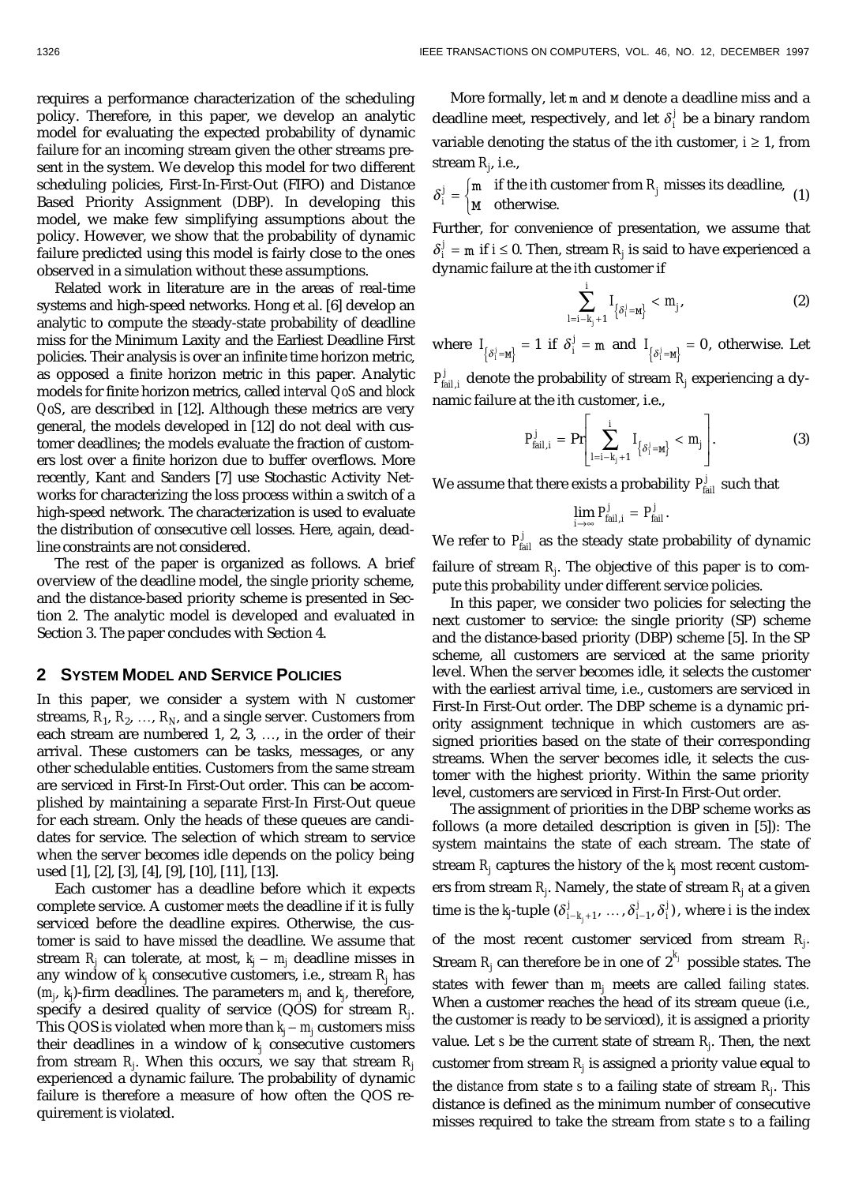requires a performance characterization of the scheduling policy. Therefore, in this paper, we develop an analytic model for evaluating the expected probability of dynamic failure for an incoming stream given the other streams present in the system. We develop this model for two different scheduling policies, First-In-First-Out (FIFO) and Distance Based Priority Assignment (DBP). In developing this model, we make few simplifying assumptions about the policy. However, we show that the probability of dynamic failure predicted using this model is fairly close to the ones observed in a simulation without these assumptions.

Related work in literature are in the areas of real-time systems and high-speed networks. Hong et al. [6] develop an analytic to compute the steady-state probability of deadline miss for the Minimum Laxity and the Earliest Deadline First policies. Their analysis is over an infinite time horizon metric, as opposed a finite horizon metric in this paper. Analytic models for finite horizon metrics, called *interval QoS* and *block QoS*, are described in [12]. Although these metrics are very general, the models developed in [12] do not deal with customer deadlines; the models evaluate the fraction of customers lost over a finite horizon due to buffer overflows. More recently, Kant and Sanders [7] use Stochastic Activity Networks for characterizing the loss process within a switch of a high-speed network. The characterization is used to evaluate the distribution of consecutive cell losses. Here, again, deadline constraints are not considered.

The rest of the paper is organized as follows. A brief overview of the deadline model, the single priority scheme, and the distance-based priority scheme is presented in Section 2. The analytic model is developed and evaluated in Section 3. The paper concludes with Section 4.

## 2 System Model and Service Policies

In this paper, we consider a system with $N$ customer streams, $R_1, R_2, \ldots, R_N$, and a single server. Customers from each stream are numbered 1, 2, 3, ..., in the order of their arrival. These customers can be tasks, messages, or any other schedulable entities. Customers from the same stream are serviced in First-In First-Out order. This can be accomplished by maintaining a separate First-In First-Out queue for each stream. Only the heads of these queues are candidates for service. The selection of which stream to service when the server becomes idle depends on the policy being used [1], [2], [3], [4], [9], [10], [11], [13].

Each customer has a deadline before which it expects complete service. A customer *meets* the deadline if it is fully serviced before the deadline expires. Otherwise, the customer is said to have *missed* the deadline. We assume that stream $R_j$ can tolerate, at most, $k_j - m_j$ deadline misses in any window of $k_j$ consecutive customers, i.e., stream $R_j$ has $(m_j, k_j)$-firm deadlines. The parameters $m_j$ and $k_j$, therefore, specify a desired quality of service (QOS) for stream $R_j$. This QOS is violated when more than $k_j - m_j$ customers miss their deadlines in a window of $k_j$ consecutive customers from stream $R_j$. When this occurs, we say that stream $R_j$ experienced a dynamic failure. The probability of dynamic failure is therefore a measure of how often the QOS requirement is violated.

More formally, let $\mathtt{m}$ and $\mathtt{M}$ denote a deadline miss and a deadline meet, respectively, and let $\delta_i^j$ be a binary random variable denoting the status of the $i$th customer, $i \geq 1$, from stream $R_j$, i.e.,

$$\delta_i^j = \begin{cases} \mathtt{m} & \text{if the } i\text{th customer from } R_j \text{ misses its deadline,} \\ \mathtt{M} & \text{otherwise.} \end{cases} \tag{1}$$

Further, for convenience of presentation, we assume that $\delta_i^j = \mathtt{m}$ if $i \leq 0$. Then, stream $R_j$ is said to have experienced a dynamic failure at the $i$th customer if

$$\sum_{l=i-k_j+1}^{i} I_{\{\delta_l^j = \mathtt{M}\}} < m_j, \tag{2}$$

where $I_{\{\delta_l^j = \mathtt{M}\}} = 1$ if $\delta_i^j = \mathtt{m}$ and $I_{\{\delta_l^j = \mathtt{M}\}} = 0$, otherwise. Let $P_{fail,i}^j$ denote the probability of stream $R_j$ experiencing a dynamic failure at the $i$th customer, i.e.,

$$P_{fail,i}^j = \Pr\left[\sum_{l=i-k_j+1}^{i} I_{\{\delta_l^j = \mathtt{M}\}} < m_j\right]. \tag{3}$$

We assume that there exists a probability $P_{fail}^j$ such that

$$\lim_{i \to \infty} P_{fail,i}^j = P_{fail}^j.$$

We refer to $P_{fail}^j$ as the steady state probability of dynamic failure of stream $R_j$. The objective of this paper is to compute this probability under different service policies.

In this paper, we consider two policies for selecting the next customer to service: the single priority (SP) scheme and the distance-based priority (DBP) scheme [5]. In the SP scheme, all customers are serviced at the same priority level. When the server becomes idle, it selects the customer with the earliest arrival time, i.e., customers are serviced in First-In First-Out order. The DBP scheme is a dynamic priority assignment technique in which customers are assigned priorities based on the state of their corresponding streams. When the server becomes idle, it selects the customer with the highest priority. Within the same priority level, customers are serviced in First-In First-Out order.

The assignment of priorities in the DBP scheme works as follows (a more detailed description is given in [5]): The system maintains the state of each stream. The state of stream $R_j$ captures the history of the $k_j$ most recent customers from stream $R_j$. Namely, the state of stream $R_j$ at a given time is the $k_j$-tuple $(\delta_{i-k_j+1}^j, \ldots, \delta_{i-1}^j, \delta_i^j)$, where $i$ is the index of the most recent customer serviced from stream $R_j$. Stream $R_j$ can therefore be in one of $2^{k_j}$ possible states. The states with fewer than $m_j$ meets are called *failing states.* When a customer reaches the head of its stream queue (i.e., the customer is ready to be serviced), it is assigned a priority value. Let $s$ be the current state of stream $R_j$. Then, the next customer from stream $R_j$ is assigned a priority value equal to the *distance* from state $s$ to a failing state of stream $R_j$. This distance is defined as the minimum number of consecutive misses required to take the stream from state $s$ to a failing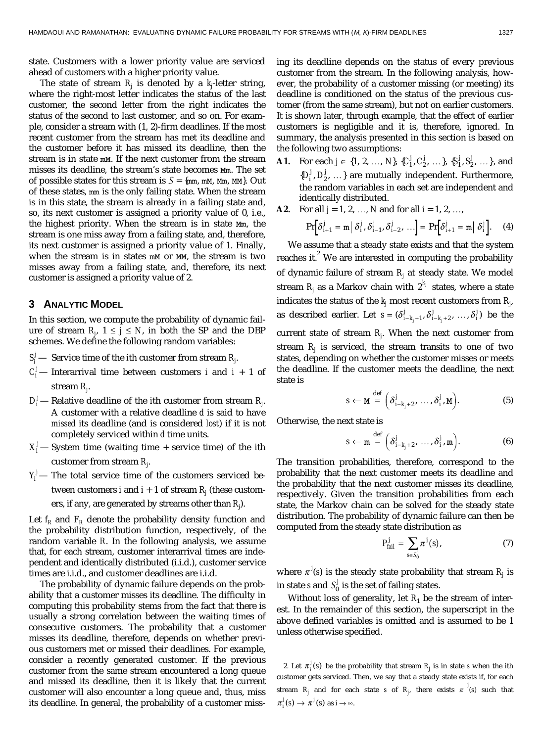state. Customers with a lower priority value are serviced ahead of customers with a higher priority value.

The state of stream $R_j$ is denoted by a $k_j$-letter string, where the right-most letter indicates the status of the last customer, the second letter from the right indicates the status of the second to last customer, and so on. For example, consider a stream with (1, 2)-firm deadlines. If the most recent customer from the stream has met its deadline and the customer before it has missed its deadline, then the stream is in state mM. If the next customer from the stream misses its deadline, the stream's state becomes Mm. The set of possible states for this stream is $S = \{$mm, mM, Mm, MM$\}$. Out of these states, mm is the only failing state. When the stream is in this state, the stream is already in a failing state and, so, its next customer is assigned a priority value of 0, i.e., the highest priority. When the stream is in state Mm, the stream is one miss away from a failing state, and, therefore, its next customer is assigned a priority value of 1. Finally, when the stream is in states mM or MM, the stream is two misses away from a failing state, and, therefore, its next customer is assigned a priority value of 2.

## 3 Analytic Model

In this section, we compute the probability of dynamic failure of stream $R_j$, $1 \leq j \leq N$, in both the SP and the DBP schemes. We define the following random variables:

- $S_i^j$ — Service time of the $i$th customer from stream $R_j$.
- $C_i^j$ — Interarrival time between customers $i$ and $i + 1$ of stream $R_j$.
- $D_i^j$ — Relative deadline of the $i$th customer from stream $R_j$. A customer with a relative deadline $d$ is said to have *missed* its deadline (and is considered *lost*) if it is not completely serviced within $d$ time units.
- $X_i^j$ — System time (waiting time + service time) of the $i$th customer from stream $R_j$.
- $Y_i^j$ — The total service time of the customers serviced between customers $i$ and $i + 1$ of stream $R_j$ (these customers, if any, are generated by streams other than $R_j$).

Let $f_R$ and $F_R$ denote the probability density function and the probability distribution function, respectively, of the random variable $R$. In the following analysis, we assume that, for each stream, customer interarrival times are independent and identically distributed (i.i.d.), customer service times are i.i.d., and customer deadlines are i.i.d.

The probability of dynamic failure depends on the probability that a customer misses its deadline. The difficulty in computing this probability stems from the fact that there is usually a strong correlation between the waiting times of consecutive customers. The probability that a customer misses its deadline, therefore, depends on whether previous customers met or missed their deadlines. For example, consider a recently generated customer. If the previous customer from the same stream encountered a long queue and missed its deadline, then it is likely that the current customer will also encounter a long queue and, thus, miss its deadline. In general, the probability of a customer missing its deadline depends on the status of every previous customer from the stream. In the following analysis, however, the probability of a customer missing (or meeting) its deadline is conditioned on the status of the previous customer (from the same stream), but not on earlier customers. It is shown later, through example, that the effect of earlier customers is negligible and it is, therefore, ignored. In summary, the analysis presented in this section is based on the following two assumptions:

**A1.** For each $j \in \{1, 2, \ldots, N\}$, $\{C_1^j, C_2^j, \ldots\}$, $\{S_1^j, S_2^j, \ldots\}$, and $\{D_1^j, D_2^j, \ldots\}$ are mutually independent. Furthermore, the random variables in each set are independent and identically distributed.

**A2.** For all $j = 1, 2, \ldots, N$ and for all $i = 1, 2, \ldots,$

$$\Pr\left[\delta_{i+1}^j = \mathtt{m} \,\middle|\, \delta_i^j, \delta_{i-1}^j, \delta_{i-2}^j, \ldots\right] = \Pr\left[\delta_{i+1}^j = \mathtt{m} \,\middle|\, \delta_i^j\right]. \quad (4)$$

We assume that a steady state exists and that the system reaches it.[2] We are interested in computing the probability of dynamic failure of stream $R_j$ at steady state. We model stream $R_j$ as a Markov chain with $2^{k_j}$ states, where a state indicates the status of the $k_j$ most recent customers from $R_j$, as described earlier. Let $s = (\delta_{i-k_j+1}^j, \delta_{i-k_j+2}^j, \ldots, \delta_i^j)$ be the current state of stream $R_j$. When the next customer from stream $R_j$ is serviced, the stream transits to one of two states, depending on whether the customer misses or meets the deadline. If the customer meets the deadline, the next state is

$$s \leftarrow \mathtt{M} \stackrel{\text{def}}{=} \left(\delta_{i-k_j+2}^j, \ldots, \delta_i^j, \mathtt{M}\right). \quad (5)$$

Otherwise, the next state is

$$s \leftarrow \mathtt{m} \stackrel{\text{def}}{=} \left(\delta_{i-k_j+2}^j, \ldots, \delta_i^j, \mathtt{m}\right). \quad (6)$$

The transition probabilities, therefore, correspond to the probability that the next customer meets its deadline and the probability that the next customer misses its deadline, respectively. Given the transition probabilities from each state, the Markov chain can be solved for the steady state distribution. The probability of dynamic failure can then be computed from the steady state distribution as

$$P_{fail}^j = \sum_{s \in S_0^j} \pi^j(s), \quad (7)$$

where $\pi^j(s)$ is the steady state probability that stream $R_j$ is in state $s$ and $S_0^j$ is the set of failing states.

Without loss of generality, let $R_1$ be the stream of interest. In the remainder of this section, the superscript in the above defined variables is omitted and is assumed to be 1 unless otherwise specified.

2. Let $\pi_i^j(s)$ be the probability that stream $R_j$ is in state $s$ when the $i$th customer gets serviced. Then, we say that a steady state exists if, for each stream $R_j$ and for each state $s$ of $R_j$, there exists $\pi^j(s)$ such that $\pi_i^j(s) \rightarrow \pi^j(s)$ as $i \rightarrow \infty$.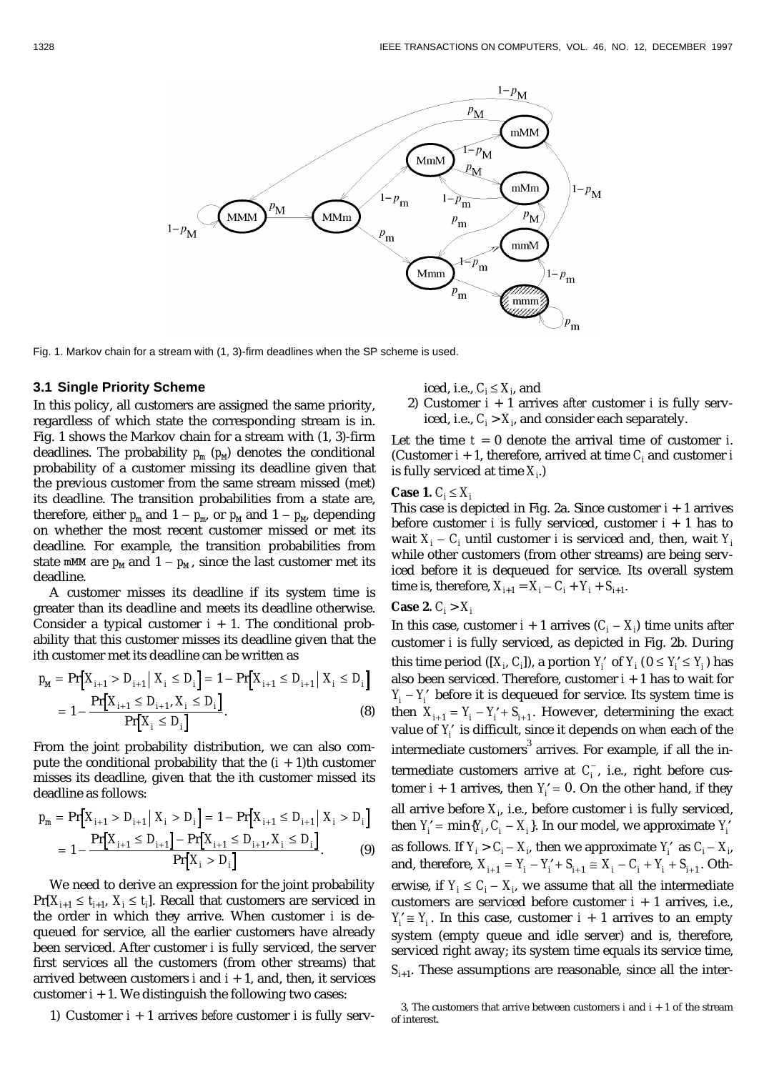Fig. 1. Markov chain for a stream with (1, 3)-firm deadlines when the SP scheme is used.

### 3.1 Single Priority Scheme

In this policy, all customers are assigned the same priority, regardless of which state the corresponding stream is in. Fig. 1 shows the Markov chain for a stream with (1, 3)-firm deadlines. The probability $p_m$ ($p_M$) denotes the conditional probability of a customer missing its deadline given that the previous customer from the same stream missed (met) its deadline. The transition probabilities from a state are, therefore, either $p_m$ and $1 - p_m$, or $p_M$ and $1 - p_M$, depending on whether the most recent customer missed or met its deadline. For example, the transition probabilities from state *mMM* are $p_M$ and $1 - p_M$, since the last customer met its deadline.

A customer misses its deadline if its system time is greater than its deadline and meets its deadline otherwise. Consider a typical customer $i + 1$. The conditional probability that this customer misses its deadline given that the $i$th customer met its deadline can be written as

$$p_M = \Pr\left[X_{i+1} > D_{i+1} \mid X_i \le D_i\right] = 1 - \Pr\left[X_{i+1} \le D_{i+1} \mid X_i \le D_i\right]$$
$$= 1 - \frac{\Pr\left[X_{i+1} \le D_{i+1}, X_i \le D_i\right]}{\Pr\left[X_i \le D_i\right]}. \tag{8}$$

From the joint probability distribution, we can also compute the conditional probability that the $(i + 1)$th customer misses its deadline, given that the $i$th customer missed its deadline as follows:

$$p_m = \Pr\left[X_{i+1} > D_{i+1} \mid X_i > D_i\right] = 1 - \Pr\left[X_{i+1} \le D_{i+1} \mid X_i > D_i\right]$$
$$= 1 - \frac{\Pr\left[X_{i+1} \le D_{i+1}\right] - \Pr\left[X_{i+1} \le D_{i+1}, X_i \le D_i\right]}{\Pr\left[X_i > D_i\right]}. \tag{9}$$

We need to derive an expression for the joint probability $\Pr[X_{i+1} \le t_{i+1}, X_i \le t_i]$. Recall that customers are serviced in the order in which they arrive. When customer $i$ is dequeued for service, all the earlier customers have already been serviced. After customer $i$ is fully serviced, the server first services all the customers (from other streams) that arrived between customers $i$ and $i + 1$, and, then, it services customer $i + 1$. We distinguish the following two cases:

1) Customer $i + 1$ arrives *before* customer $i$ is fully serviced, i.e., $C_i \le X_i$, and
2) Customer $i + 1$ arrives *after* customer $i$ is fully serviced, i.e., $C_i > X_i$, and consider each separately.

Let the time $t = 0$ denote the arrival time of customer $i$. (Customer $i + 1$, therefore, arrived at time $C_i$ and customer $i$ is fully serviced at time $X_i$.)

**Case 1.** $C_i \le X_i$

This case is depicted in Fig. 2a. Since customer $i + 1$ arrives before customer $i$ is fully serviced, customer $i + 1$ has to wait $X_i - C_i$ until customer $i$ is serviced and, then, wait $Y_i$ while other customers (from other streams) are being serviced before it is dequeued for service. Its overall system time is, therefore, $X_{i+1} = X_i - C_i + Y_i + S_{i+1}$.

**Case 2.** $C_i > X_i$

In this case, customer $i + 1$ arrives $(C_i - X_i)$ time units after customer $i$ is fully serviced, as depicted in Fig. 2b. During this time period ($[X_i, C_i]$), a portion $Y_i'$ of $Y_i$ ($0 \le Y_i' \le Y_i$) has also been serviced. Therefore, customer $i + 1$ has to wait for $Y_i - Y_i'$ before it is dequeued for service. Its system time is then $X_{i+1} = Y_i - Y_i' + S_{i+1}$. However, determining the exact value of $Y_i'$ is difficult, since it depends on *when* each of the intermediate customers[3] arrives. For example, if all the intermediate customers arrive at $C_i^-$, i.e., right before customer $i + 1$ arrives, then $Y_i' = 0$. On the other hand, if they all arrive before $X_i$, i.e., before customer $i$ is fully serviced, then $Y_i' = \min\{Y_i, C_i - X_i\}$. In our model, we approximate $Y_i'$ as follows. If $Y_i > C_i - X_i$, then we approximate $Y_i'$ as $C_i - X_i$, and, therefore, $X_{i+1} = Y_i - Y_i' + S_{i+1} \cong X_i - C_i + Y_i + S_{i+1}$. Otherwise, if $Y_i \le C_i - X_i$, we assume that all the intermediate customers are serviced before customer $i + 1$ arrives, i.e., $Y_i' \cong Y_i$. In this case, customer $i + 1$ arrives to an empty system (empty queue and idle server) and is, therefore, serviced right away; its system time equals its service time, $S_{i+1}$. These assumptions are reasonable, since all the inter-

[3] The customers that arrive between customers $i$ and $i + 1$ of the stream of interest.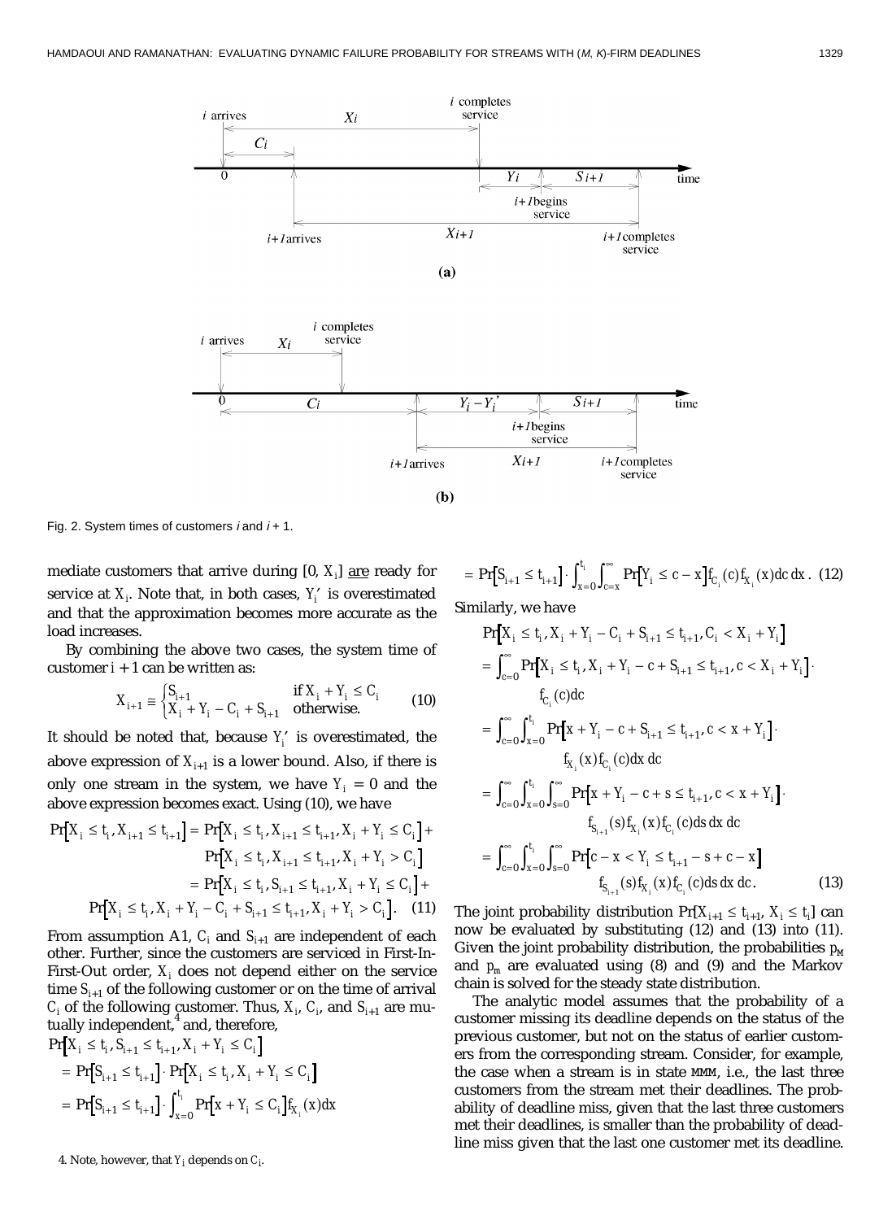Fig. 2. System times of customers $i$ and $i + 1$.

mediate customers that arrive during $[0, X_i]$ are ready for service at $X_i$. Note that, in both cases, $Y_i'$ is overestimated and that the approximation becomes more accurate as the load increases.

By combining the above two cases, the system time of customer $i + 1$ can be written as:

$$X_{i+1} \cong \begin{cases} S_{i+1} & \text{if } X_i + Y_i \le C_i \\ X_i + Y_i - C_i + S_{i+1} & \text{otherwise.} \end{cases} \quad (10)$$

It should be noted that, because $Y_i'$ is overestimated, the above expression of $X_{i+1}$ is a lower bound. Also, if there is only one stream in the system, we have $Y_i = 0$ and the above expression becomes exact. Using (10), we have

$$\begin{aligned} \Pr\left[X_i \le t_i, X_{i+1} \le t_{i+1}\right] &= \Pr\left[X_i \le t_i, X_{i+1} \le t_{i+1}, X_i + Y_i \le C_i\right] + \\ &\quad \Pr\left[X_i \le t_i, X_{i+1} \le t_{i+1}, X_i + Y_i > C_i\right] \\ &= \Pr\left[X_i \le t_i, S_{i+1} \le t_{i+1}, X_i + Y_i \le C_i\right] + \\ &\quad \Pr\left[X_i \le t_i, X_i + Y_i - C_i + S_{i+1} \le t_{i+1}, X_i + Y_i > C_i\right]. \quad (11) \end{aligned}$$

From assumption A1, $C_i$ and $S_{i+1}$ are independent of each other. Further, since the customers are serviced in First-In-First-Out order, $X_i$ does not depend either on the service time $S_{i+1}$ of the following customer or on the time of arrival $C_i$ of the following customer. Thus, $X_i$, $C_i$, and $S_{i+1}$ are mutually independent,[4] and, therefore,

$$\begin{aligned} &\Pr\left[X_i \le t_i, S_{i+1} \le t_{i+1}, X_i + Y_i \le C_i\right] \\ &= \Pr\left[S_{i+1} \le t_{i+1}\right] \cdot \Pr\left[X_i \le t_i, X_i + Y_i \le C_i\right] \\ &= \Pr\left[S_{i+1} \le t_{i+1}\right] \cdot \int_{x=0}^{t_i} \Pr\left[x + Y_i \le C_i\right] f_{X_i}(x)dx \\ &= \Pr\left[S_{i+1} \le t_{i+1}\right] \cdot \int_{x=0}^{t_i}\int_{c=x}^{\infty} \Pr\left[Y_i \le c - x\right] f_{C_i}(c) f_{X_i}(x) dc\, dx. \quad (12) \end{aligned}$$

Similarly, we have

$$\begin{aligned} &\Pr\left[X_i \le t_i, X_i + Y_i - C_i + S_{i+1} \le t_{i+1}, C_i < X_i + Y_i\right] \\ &= \int_{c=0}^{\infty} \Pr\left[X_i \le t_i, X_i + Y_i - c + S_{i+1} \le t_{i+1}, c < X_i + Y_i\right] \cdot f_{C_i}(c)dc \\ &= \int_{c=0}^{\infty}\int_{x=0}^{t_i} \Pr\left[x + Y_i - c + S_{i+1} \le t_{i+1}, c < x + Y_i\right] \cdot f_{X_i}(x) f_{C_i}(c) dx\, dc \\ &= \int_{c=0}^{\infty}\int_{x=0}^{t_i}\int_{s=0}^{\infty} \Pr\left[x + Y_i - c + s \le t_{i+1}, c < x + Y_i\right] \cdot f_{S_{i+1}}(s) f_{X_i}(x) f_{C_i}(c) ds\, dx\, dc \\ &= \int_{c=0}^{\infty}\int_{x=0}^{t_i}\int_{s=0}^{\infty} \Pr\left[c - x < Y_i \le t_{i+1} - s + c - x\right] f_{S_{i+1}}(s) f_{X_i}(x) f_{C_i}(c) ds\, dx\, dc. \quad (13) \end{aligned}$$

The joint probability distribution $\Pr[X_{i+1} \le t_{i+1}, X_i \le t_i]$ can now be evaluated by substituting (12) and (13) into (11). Given the joint probability distribution, the probabilities $p_M$ and $p_m$ are evaluated using (8) and (9) and the Markov chain is solved for the steady state distribution.

The analytic model assumes that the probability of a customer missing its deadline depends on the status of the previous customer, but not on the status of earlier customers from the corresponding stream. Consider, for example, the case when a stream is in state MMM, i.e., the last three customers from the stream met their deadlines. The probability of deadline miss, given that the last three customers met their deadlines, is smaller than the probability of deadline miss given that the last one customer met its deadline.

4. Note, however, that $Y_i$ depends on $C_i$.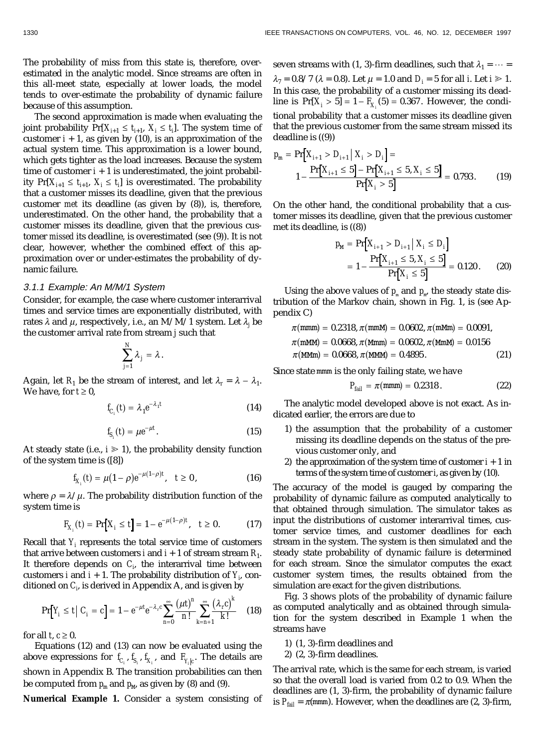The probability of miss from this state is, therefore, overestimated in the analytic model. Since streams are often in this all-meet state, especially at lower loads, the model tends to over-estimate the probability of dynamic failure because of this assumption.

The second approximation is made when evaluating the joint probability $\Pr[X_{i+1} \le t_{i+1}, X_i \le t_i]$. The system time of customer $i + 1$, as given by (10), is an approximation of the actual system time. This approximation is a lower bound, which gets tighter as the load increases. Because the system time of customer $i + 1$ is underestimated, the joint probability $\Pr[X_{i+1} \le t_{i+1}, X_i \le t_i]$ is overestimated. The probability that a customer misses its deadline, given that the previous customer *met* its deadline (as given by (8)), is, therefore, underestimated. On the other hand, the probability that a customer misses its deadline, given that the previous customer *missed* its deadline, is overestimated (see (9)). It is not clear, however, whether the combined effect of this approximation over or under-estimates the probability of dynamic failure.

### 3.1.1 Example: An M/M/1 System

Consider, for example, the case where customer interarrival times and service times are exponentially distributed, with rates $\lambda$ and $\mu$, respectively, i.e., an M/M/1 system. Let $\lambda_j$ be the customer arrival rate from stream $j$ such that

$$\sum_{j=1}^{N} \lambda_j = \lambda.$$

Again, let $R_1$ be the stream of interest, and let $\lambda_r = \lambda - \lambda_1$. We have, for $t \ge 0$,

$$f_{C_i}(t) = \lambda_1 e^{-\lambda_1 t} \tag{14}$$

$$f_{S_i}(t) = \mu e^{-\mu t}. \tag{15}$$

At steady state (i.e., $i \gg 1$), the probability density function of the system time is ([8])

$$f_{X_i}(t) = \mu(1-\rho)e^{-\mu(1-\rho)t}, \quad t \ge 0, \tag{16}$$

where $\rho = \lambda/\mu$. The probability distribution function of the system time is

$$F_{X_i}(t) = \Pr[X_i \le t] = 1 - e^{-\mu(1-\rho)t}, \quad t \ge 0. \tag{17}$$

Recall that $Y_i$ represents the total service time of customers that arrive between customers $i$ and $i + 1$ of stream stream $R_1$. It therefore depends on $C_i$, the interarrival time between customers $i$ and $i + 1$. The probability distribution of $Y_i$, conditioned on $C_i$, is derived in Appendix A, and is given by

$$\Pr[Y_i \le t \mid C_i = c] = 1 - e^{-\mu t} e^{-\lambda_r c} \sum_{n=0}^{\infty} \frac{(\mu t)^n}{n!} \sum_{k=n+1}^{\infty} \frac{(\lambda_r c)^k}{k!} \tag{18}$$

for all $t, c \ge 0$.

Equations (12) and (13) can now be evaluated using the above expressions for $f_{C_i}$, $f_{S_i}$, $f_{X_i}$, and $F_{Y_i|c}$. The details are shown in Appendix B. The transition probabilities can then be computed from $p_m$ and $p_M$, as given by (8) and (9).

**Numerical Example 1.** Consider a system consisting of seven streams with (1, 3)-firm deadlines, such that $\lambda_1 = \cdots = \lambda_7 = 0.8/7$ ($\lambda = 0.8$). Let $\mu = 1.0$ and $D_i = 5$ for all $i$. Let $i \gg 1$. In this case, the probability of a customer missing its deadline is $\Pr[X_i > 5] = 1 - F_{X_i}(5) = 0.367$. However, the conditional probability that a customer misses its deadline given that the previous customer from the same stream missed its deadline is ((9))

$$p_m = \Pr[X_{i+1} > D_{i+1} \mid X_i > D_i] = 1 - \frac{\Pr[X_{i+1} \le 5] - \Pr[X_{i+1} \le 5, X_i \le 5]}{\Pr[X_i > 5]} = 0.793. \tag{19}$$

On the other hand, the conditional probability that a customer misses its deadline, given that the previous customer met its deadline, is ((8))

$$p_M = \Pr[X_{i+1} > D_{i+1} \mid X_i \le D_i] = 1 - \frac{\Pr[X_{i+1} \le 5, X_i \le 5]}{\Pr[X_i \le 5]} = 0.120. \tag{20}$$

Using the above values of $p_m$ and $p_M$, the steady state distribution of the Markov chain, shown in Fig. 1, is (see Appendix C)

$$\begin{aligned} &\pi(mmm) = 0.2318, \pi(mmM) = 0.0602, \pi(mMm) = 0.0091, \\ &\pi(mMM) = 0.0668, \pi(Mmm) = 0.0602, \pi(MmM) = 0.0156 \\ &\pi(MMm) = 0.0668, \pi(MMM) = 0.4895. \end{aligned} \tag{21}$$

Since state *mmm* is the only failing state, we have

$$P_{fail} = \pi(mmm) = 0.2318. \tag{22}$$

The analytic model developed above is not exact. As indicated earlier, the errors are due to

1) the assumption that the probability of a customer missing its deadline depends on the status of the previous customer only, and
2) the approximation of the system time of customer $i + 1$ in terms of the system time of customer $i$, as given by (10).

The accuracy of the model is gauged by comparing the probability of dynamic failure as computed analytically to that obtained through simulation. The simulator takes as input the distributions of customer interarrival times, customer service times, and customer deadlines for each stream in the system. The system is then simulated and the steady state probability of dynamic failure is determined for each stream. Since the simulator computes the exact customer system times, the results obtained from the simulation are exact for the given distributions.

Fig. 3 shows plots of the probability of dynamic failure as computed analytically and as obtained through simulation for the system described in Example 1 when the streams have

1) (1, 3)-firm deadlines and
2) (2, 3)-firm deadlines.

The arrival rate, which is the same for each stream, is varied so that the overall load is varied from 0.2 to 0.9. When the deadlines are (1, 3)-firm, the probability of dynamic failure is $P_{fail} = \pi(mmm)$. However, when the deadlines are (2, 3)-firm,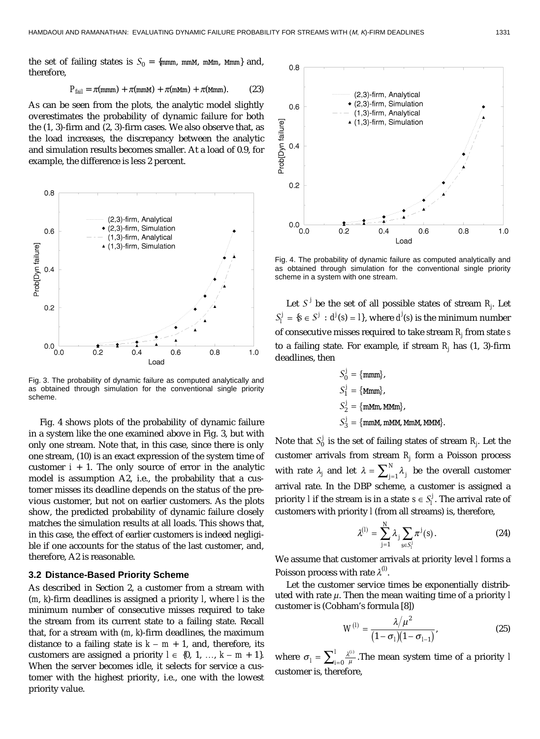the set of failing states is $S_0 = \{\text{mmm, mmM, mMm, Mmm}\}$ and, therefore,

$$P_{\text{fail}} = \pi(\text{mmm}) + \pi(\text{mmM}) + \pi(\text{mMm}) + \pi(\text{Mmm}). \tag{23}$$

As can be seen from the plots, the analytic model slightly overestimates the probability of dynamic failure for both the (1, 3)-firm and (2, 3)-firm cases. We also observe that, as the load increases, the discrepancy between the analytic and simulation results becomes smaller. At a load of 0.9, for example, the difference is less 2 percent.

Fig. 3. The probability of dynamic failure as computed analytically and as obtained through simulation for the conventional single priority scheme.

Fig. 4 shows plots of the probability of dynamic failure in a system like the one examined above in Fig. 3, but with only one stream. Note that, in this case, since there is only one stream, (10) is an exact expression of the system time of customer $i + 1$. The only source of error in the analytic model is assumption A2, i.e., the probability that a customer misses its deadline depends on the status of the previous customer, but not on earlier customers. As the plots show, the predicted probability of dynamic failure closely matches the simulation results at all loads. This shows that, in this case, the effect of earlier customers is indeed negligible if one accounts for the status of the last customer, and, therefore, A2 is reasonable.

### 3.2 Distance-Based Priority Scheme

As described in Section 2, a customer from a stream with $(m, k)$-firm deadlines is assigned a priority $l$, where $l$ is the minimum number of consecutive misses required to take the stream from its current state to a failing state. Recall that, for a stream with $(m, k)$-firm deadlines, the maximum distance to a failing state is $k - m + 1$, and, therefore, its customers are assigned a priority $l \in \{0, 1, \ldots, k - m + 1\}$. When the server becomes idle, it selects for service a customer with the highest priority, i.e., one with the lowest priority value.

Fig. 4. The probability of dynamic failure as computed analytically and as obtained through simulation for the conventional single priority scheme in a system with one stream.

Let $S^j$ be the set of all possible states of stream $R_j$. Let $S_l^j = \{s \in S^j : d^j(s) = l\}$, where $d^j(s)$ is the minimum number of consecutive misses required to take stream $R_j$ from state $s$ to a failing state. For example, if stream $R_j$ has (1, 3)-firm deadlines, then

$$S_0^j = \{\text{mmm}\},$$
$$S_1^j = \{\text{Mmm}\},$$
$$S_2^j = \{\text{mMm, MMm}\},$$
$$S_3^j = \{\text{mmM, mMM, MmM, MMM}\}.$$

Note that $S_0^j$ is the set of failing states of stream $R_j$. Let the customer arrivals from stream $R_j$ form a Poisson process with rate $\lambda_j$ and let $\lambda = \sum_{j=1}^{N} \lambda_j$ be the overall customer arrival rate. In the DBP scheme, a customer is assigned a priority $l$ if the stream is in a state $s \in S_l^j$. The arrival rate of customers with priority $l$ (from all streams) is, therefore,

$$\lambda^{(l)} = \sum_{j=1}^{N} \lambda_j \sum_{s \in S_l^j} \pi^j(s). \tag{24}$$

We assume that customer arrivals at priority level $l$ forms a Poisson process with rate $\lambda^{(l)}$.

Let the customer service times be exponentially distributed with rate $\mu$. Then the mean waiting time of a priority $l$ customer is (Cobham's formula [8])

$$W^{(l)} = \frac{\lambda/\mu^2}{(1-\sigma_l)(1-\sigma_{l-1})}, \tag{25}$$

where $\sigma_l = \sum_{i=0}^{l} \frac{\lambda^{(i)}}{\mu}$. The mean system time of a priority $l$ customer is, therefore,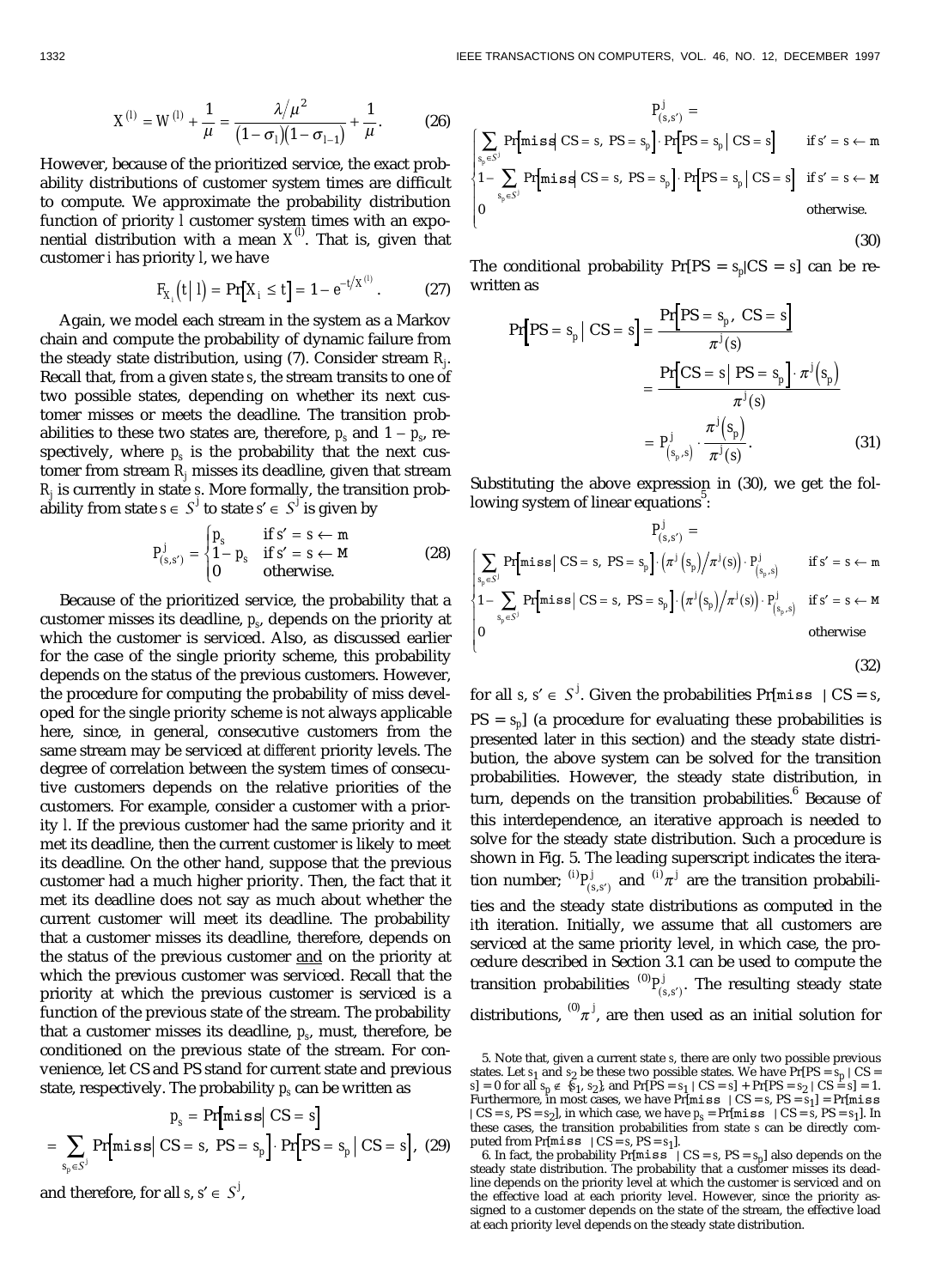$$X^{(l)} = W^{(l)} + \frac{1}{\mu} = \frac{\lambda/\mu^2}{(1-\sigma_l)(1-\sigma_{l-1})} + \frac{1}{\mu}. \qquad (26)$$

However, because of the prioritized service, the exact probability distributions of customer system times are difficult to compute. We approximate the probability distribution function of priority $l$ customer system times with an exponential distribution with a mean $X^{(l)}$. That is, given that customer $i$ has priority $l$, we have

$$F_{X_i}(t \mid l) = \Pr[X_i \le t] = 1 - e^{-t/X^{(l)}}. \qquad (27)$$

Again, we model each stream in the system as a Markov chain and compute the probability of dynamic failure from the steady state distribution, using (7). Consider stream $R_j$. Recall that, from a given state $s$, the stream transits to one of two possible states, depending on whether its next customer misses or meets the deadline. The transition probabilities to these two states are, therefore, $p_s$ and $1 - p_s$, respectively, where $p_s$ is the probability that the next customer from stream $R_j$ misses its deadline, given that stream $R_j$ is currently in state $s$. More formally, the transition probability from state $s \in S^j$ to state $s' \in S^j$ is given by

$$P^j_{(s,s')} = \begin{cases} p_s & \text{if } s' = s \leftarrow \mathtt{m} \\ 1 - p_s & \text{if } s' = s \leftarrow \mathtt{M} \\ 0 & \text{otherwise.} \end{cases} \qquad (28)$$

Because of the prioritized service, the probability that a customer misses its deadline, $p_s$, depends on the priority at which the customer is serviced. Also, as discussed earlier for the case of the single priority scheme, this probability depends on the status of the previous customers. However, the procedure for computing the probability of miss developed for the single priority scheme is not always applicable here, since, in general, consecutive customers from the same stream may be serviced at *different* priority levels. The degree of correlation between the system times of consecutive customers depends on the relative priorities of the customers. For example, consider a customer with a priority $l$. If the previous customer had the same priority and it met its deadline, then the current customer is likely to meet its deadline. On the other hand, suppose that the previous customer had a much higher priority. Then, the fact that it met its deadline does not say as much about whether the current customer will meet its deadline. The probability that a customer misses its deadline, therefore, depends on the status of the previous customer and on the priority at which the previous customer was serviced. Recall that the priority at which the previous customer is serviced is a function of the previous state of the stream. The probability that a customer misses its deadline, $p_s$, must, therefore, be conditioned on the previous state of the stream. For convenience, let CS and PS stand for current state and previous state, respectively. The probability $p_s$ can be written as

$$p_s = \Pr[\mathtt{miss} \mid CS = s]$$
$$= \sum_{s_p \in S^j} \Pr[\mathtt{miss} \mid CS = s,\ PS = s_p] \cdot \Pr[PS = s_p \mid CS = s], \qquad (29)$$

and therefore, for all $s, s' \in S^j$,

$$P^j_{(s,s')} = \begin{cases} \sum_{s_p \in S^j} \Pr[\mathtt{miss} \mid CS = s,\ PS = s_p] \cdot \Pr[PS = s_p \mid CS = s] & \text{if } s' = s \leftarrow \mathtt{m} \\ 1 - \sum_{s_p \in S^j} \Pr[\mathtt{miss} \mid CS = s,\ PS = s_p] \cdot \Pr[PS = s_p \mid CS = s] & \text{if } s' = s \leftarrow \mathtt{M} \\ 0 & \text{otherwise.} \end{cases} \qquad (30)$$

The conditional probability $\Pr[PS = s_p \mid CS = s]$ can be rewritten as

$$\Pr[PS = s_p \mid CS = s] = \frac{\Pr[PS = s_p,\ CS = s]}{\pi^j(s)} = \frac{\Pr[CS = s \mid PS = s_p] \cdot \pi^j(s_p)}{\pi^j(s)} = P^j_{(s_p,s)} \cdot \frac{\pi^j(s_p)}{\pi^j(s)}. \qquad (31)$$

Substituting the above expression in (30), we get the following system of linear equations[5]:

$$P^j_{(s,s')} = \begin{cases} \sum_{s_p \in S^j} \Pr[\mathtt{miss} \mid CS = s,\ PS = s_p] \cdot \left(\pi^j(s_p)/\pi^j(s)\right) \cdot P^j_{(s_p,s)} & \text{if } s' = s \leftarrow \mathtt{m} \\ 1 - \sum_{s_p \in S^j} \Pr[\mathtt{miss} \mid CS = s,\ PS = s_p] \cdot \left(\pi^j(s_p)/\pi^j(s)\right) \cdot P^j_{(s_p,s)} & \text{if } s' = s \leftarrow \mathtt{M} \\ 0 & \text{otherwise} \end{cases} \qquad (32)$$

for all $s, s' \in S^j$. Given the probabilities $\Pr[\mathtt{miss} \mid CS = s, PS = s_p]$ (a procedure for evaluating these probabilities is presented later in this section) and the steady state distribution, the above system can be solved for the transition probabilities. However, the steady state distribution, in turn, depends on the transition probabilities.[6] Because of this interdependence, an iterative approach is needed to solve for the steady state distribution. Such a procedure is shown in Fig. 5. The leading superscript indicates the iteration number; ${}^{(i)}P^j_{(s,s')}$ and ${}^{(i)}\pi^j$ are the transition probabilities and the steady state distributions as computed in the $i$th iteration. Initially, we assume that all customers are serviced at the same priority level, in which case, the procedure described in Section 3.1 can be used to compute the transition probabilities ${}^{(0)}P^j_{(s,s')}$. The resulting steady state distributions, ${}^{(0)}\pi^j$, are then used as an initial solution for

5. Note that, given a current state $s$, there are only two possible previous states. Let $s_1$ and $s_2$ be these two possible states. We have $\Pr[PS = s_p \mid CS = s] = 0$ for all $s_p \notin \{s_1, s_2\}$, and $\Pr[PS = s_1 \mid CS = s] + \Pr[PS = s_2 \mid CS = s] = 1$. Furthermore, in most cases, we have $\Pr[\mathtt{miss} \mid CS = s, PS = s_1] = \Pr[\mathtt{miss} \mid CS = s, PS = s_2]$, in which case, we have $p_s = \Pr[\mathtt{miss} \mid CS = s, PS = s_1]$. In these cases, the transition probabilities from state $s$ can be directly computed from $\Pr[\mathtt{miss} \mid CS = s, PS = s_1]$.

6. In fact, the probability $\Pr[\mathtt{miss} \mid CS = s, PS = s_p]$ also depends on the steady state distribution. The probability that a customer misses its deadline depends on the priority level at which the customer is serviced and on the effective load at each priority level. However, since the priority assigned to a customer depends on the state of the stream, the effective load at each priority level depends on the steady state distribution.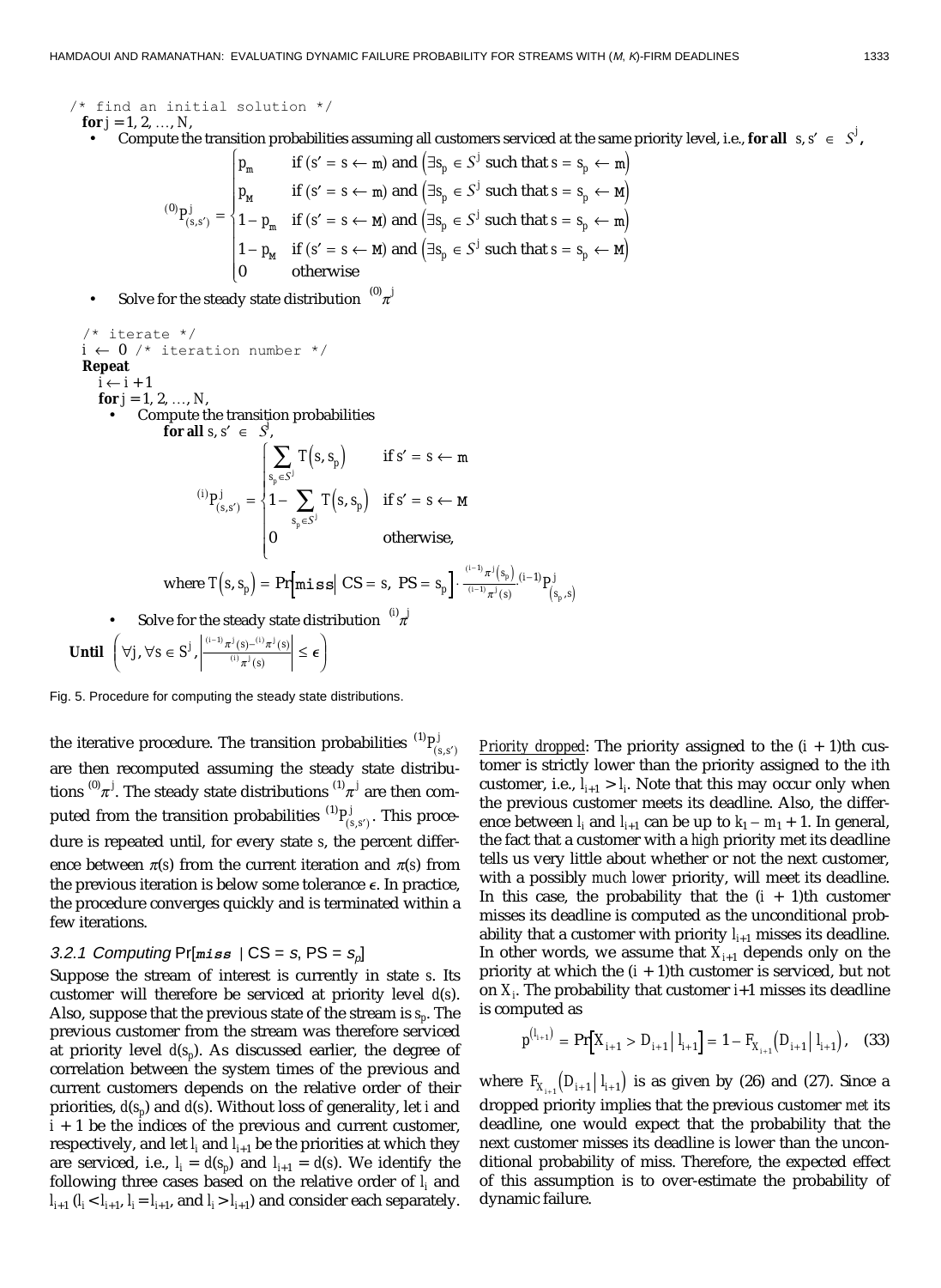```
/* find an initial solution */
for j = 1, 2, …, N,
  • Compute the transition probabilities assuming all customers serviced at the same priority level, i.e., for all s, s′ ∈ S^j,
```

$$
{}^{(0)}p^j_{(s,s')} = \begin{cases} p_m & \text{if } (s' = s \leftarrow \mathtt{m}) \text{ and } \left(\exists s_p \in S^j \text{ such that } s = s_p \leftarrow \mathtt{m}\right) \\ p_M & \text{if } (s' = s \leftarrow \mathtt{m}) \text{ and } \left(\exists s_p \in S^j \text{ such that } s = s_p \leftarrow \mathtt{M}\right) \\ 1 - p_m & \text{if } (s' = s \leftarrow \mathtt{M}) \text{ and } \left(\exists s_p \in S^j \text{ such that } s = s_p \leftarrow \mathtt{m}\right) \\ 1 - p_M & \text{if } (s' = s \leftarrow \mathtt{M}) \text{ and } \left(\exists s_p \in S^j \text{ such that } s = s_p \leftarrow \mathtt{M}\right) \\ 0 & \text{otherwise} \end{cases}
$$

```
  • Solve for the steady state distribution (0)π^j

/* iterate */
i ← 0 /* iteration number */
Repeat
  i ← i + 1
  for j = 1, 2, …, N,
    • Compute the transition probabilities
        for all s, s′ ∈ S^j,
```

$$
{}^{(i)}p^j_{(s,s')} = \begin{cases} \sum_{s_p \in S^j} T\left(s, s_p\right) & \text{if } s' = s \leftarrow \mathtt{m} \\ 1 - \sum_{s_p \in S^j} T\left(s, s_p\right) & \text{if } s' = s \leftarrow \mathtt{M} \\ 0 & \text{otherwise,} \end{cases}
$$

$$
\text{where } T\left(s, s_p\right) = \Pr\left[\mathtt{miss} \mid CS = s,\ PS = s_p\right] \cdot \frac{{}^{(i-1)}\pi^j\left(s_p\right)}{{}^{(i-1)}\pi^j(s)} \cdot {}^{(i-1)}p^j_{\left(s_p, s\right)}
$$

```
    • Solve for the steady state distribution (i)π^j
Until (∀j, ∀s ∈ S^j, |((i−1)π^j(s) − (i)π^j(s)) / (i)π^j(s)| ≤ ε)
```

$$
\textbf{Until} \left(\forall j, \forall s \in S^j, \left|\frac{{}^{(i-1)}\pi^j(s) - {}^{(i)}\pi^j(s)}{{}^{(i)}\pi^j(s)}\right| \le \epsilon\right)
$$

Fig. 5. Procedure for computing the steady state distributions.

the iterative procedure. The transition probabilities ${}^{(1)}p^j_{(s,s')}$ are then recomputed assuming the steady state distributions ${}^{(0)}\pi^j$. The steady state distributions ${}^{(1)}\pi^j$ are then computed from the transition probabilities ${}^{(1)}p^j_{(s,s')}$. This procedure is repeated until, for every state $s$, the percent difference between $\pi(s)$ from the current iteration and $\pi(s)$ from the previous iteration is below some tolerance $\epsilon$. In practice, the procedure converges quickly and is terminated within a few iterations.

### 3.2.1 Computing $\Pr[\mathtt{miss} \mid CS = s, PS = s_p]$

Suppose the stream of interest is currently in state $s$. Its customer will therefore be serviced at priority level $d(s)$. Also, suppose that the previous state of the stream is $s_p$. The previous customer from the stream was therefore serviced at priority level $d(s_p)$. As discussed earlier, the degree of correlation between the system times of the previous and current customers depends on the relative order of their priorities, $d(s_p)$ and $d(s)$. Without loss of generality, let $i$ and $i + 1$ be the indices of the previous and current customer, respectively, and let $l_i$ and $l_{i+1}$ be the priorities at which they are serviced, i.e., $l_i = d(s_p)$ and $l_{i+1} = d(s)$. We identify the following three cases based on the relative order of $l_i$ and $l_{i+1}$ ($l_i < l_{i+1}$, $l_i = l_{i+1}$, and $l_i > l_{i+1}$) and consider each separately.

*Priority dropped*: The priority assigned to the $(i + 1)$th customer is strictly lower than the priority assigned to the $i$th customer, i.e., $l_{i+1} > l_i$. Note that this may occur only when the previous customer meets its deadline. Also, the difference between $l_i$ and $l_{i+1}$ can be up to $k_1 - m_1 + 1$. In general, the fact that a customer with a *high* priority met its deadline tells us very little about whether or not the next customer, with a possibly *much lower* priority, will meet its deadline. In this case, the probability that the $(i + 1)$th customer misses its deadline is computed as the unconditional probability that a customer with priority $l_{i+1}$ misses its deadline. In other words, we assume that $X_{i+1}$ depends only on the priority at which the $(i + 1)$th customer is serviced, but not on $X_i$. The probability that customer $i+1$ misses its deadline is computed as

$$
p^{\left(l_{i+1}\right)} = \Pr\left[X_{i+1} > D_{i+1} \mid l_{i+1}\right] = 1 - F_{X_{i+1}}\left(D_{i+1} \mid l_{i+1}\right), \quad (33)
$$

where $F_{X_{i+1}}\left(D_{i+1} \mid l_{i+1}\right)$ is as given by (26) and (27). Since a dropped priority implies that the previous customer *met* its deadline, one would expect that the probability that the next customer misses its deadline is lower than the unconditional probability of miss. Therefore, the expected effect of this assumption is to over-estimate the probability of dynamic failure.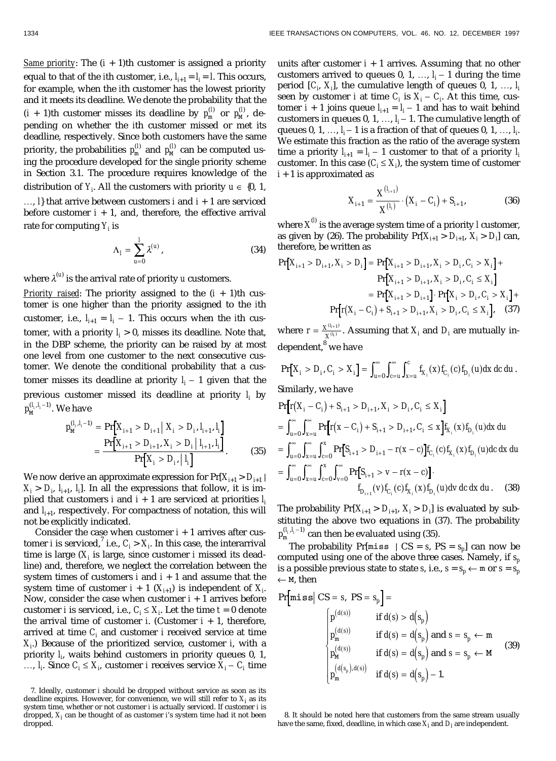*Same priority*: The $(i + 1)$th customer is assigned a priority equal to that of the $i$th customer, i.e., $l_{i+1} = l_i = l$. This occurs, for example, when the $i$th customer has the lowest priority and it meets its deadline. We denote the probability that the $(i + 1)$th customer misses its deadline by $p_m^{(l)}$ or $p_M^{(l)}$, depending on whether the $i$th customer missed or met its deadline, respectively. Since both customers have the same priority, the probabilities $p_m^{(l)}$ and $p_M^{(l)}$ can be computed using the procedure developed for the single priority scheme in Section 3.1. The procedure requires knowledge of the distribution of $Y_i$. All the customers with priority $u \in \{0, 1, \ldots, l\}$ that arrive between customers $i$ and $i + 1$ are serviced before customer $i + 1$, and, therefore, the effective arrival rate for computing $Y_i$ is

$$\Lambda_l = \sum_{u=0}^{l} \lambda^{(u)}, \tag{34}$$

where $\lambda^{(u)}$ is the arrival rate of priority $u$ customers.

*Priority raised*: The priority assigned to the $(i + 1)$th customer is one higher than the priority assigned to the $i$th customer, i.e., $l_{i+1} = l_i - 1$. This occurs when the $i$th customer, with a priority $l_i > 0$, misses its deadline. Note that, in the DBP scheme, the priority can be raised by at most one level from one customer to the next consecutive customer. We denote the conditional probability that a customer misses its deadline at priority $l_i - 1$ given that the previous customer missed its deadline at priority $l_i$ by $p_M^{(l_i, l_i - 1)}$. We have

$$p_M^{(l_i, l_i-1)} = \Pr\left[X_{i+1} > D_{i+1} \,\middle|\, X_i > D_i, l_{i+1}, l_i\right] = \frac{\Pr\left[X_{i+1} > D_{i+1}, X_i > D_i \,\middle|\, l_{i+1}, l_i\right]}{\Pr\left[X_i > D_i, \,\middle|\, l_i\right]}. \tag{35}$$

We now derive an approximate expression for $\Pr[X_{i+1} > D_{i+1} \mid X_i > D_i, l_{i+1}, l_i]$. In all the expressions that follow, it is implied that customers $i$ and $i + 1$ are serviced at priorities $l_i$ and $l_{i+1}$, respectively. For compactness of notation, this will not be explicitly indicated.

Consider the case when customer $i + 1$ arrives after customer $i$ is serviced,[7] i.e., $C_i > X_i$. In this case, the interarrival time is large ($X_i$ is large, since customer $i$ missed its deadline) and, therefore, we neglect the correlation between the system times of customers $i$ and $i + 1$ and assume that the system time of customer $i + 1$ ($X_{i+1}$) is independent of $X_i$. Now, consider the case when customer $i + 1$ arrives before customer $i$ is serviced, i.e., $C_i \le X_i$. Let the time $t = 0$ denote the arrival time of customer $i$. (Customer $i + 1$, therefore, arrived at time $C_i$ and customer $i$ received service at time $X_i$.) Because of the prioritized service, customer $i$, with a priority $l_i$, waits behind customers in priority queues $0, 1, \ldots, l_i$. Since $C_i \le X_i$, customer $i$ receives service $X_i - C_i$ time units after customer $i + 1$ arrives. Assuming that no other customers arrived to queues $0, 1, \ldots, l_i - 1$ during the time period $[C_i, X_i]$, the cumulative length of queues $0, 1, \ldots, l_i$ seen by customer $i$ at time $C_i$ is $X_i - C_i$. At this time, customer $i + 1$ joins queue $l_{i+1} = l_i - 1$ and has to wait behind customers in queues $0, 1, \ldots, l_i - 1$. The cumulative length of queues $0, 1, \ldots, l_i - 1$ is a fraction of that of queues $0, 1, \ldots, l_i$. We estimate this fraction as the ratio of the average system time a priority $l_{i+1} = l_i - 1$ customer to that of a priority $l_i$ customer. In this case ($C_i \le X_i$), the system time of customer $i + 1$ is approximated as

$$X_{i+1} = \frac{\overline{X}^{(l_{i+1})}}{\overline{X}^{(l_i)}} \cdot \left(X_i - C_i\right) + S_{i+1}, \tag{36}$$

where $\overline{X}^{(l)}$ is the average system time of a priority $l$ customer, as given by (26). The probability $\Pr[X_{i+1} > D_{i+1}, X_i > D_i]$ can, therefore, be written as

$$\begin{aligned}
\Pr\left[X_{i+1} > D_{i+1}, X_i > D_i\right] &= \Pr\left[X_{i+1} > D_{i+1}, X_i > D_i, C_i > X_i\right] + \\
&\quad \Pr\left[X_{i+1} > D_{i+1}, X_i > D_i, C_i \le X_i\right] \\
&= \Pr\left[X_{i+1} > D_{i+1}\right] \cdot \Pr\left[X_i > D_i, C_i > X_i\right] + \\
&\quad \Pr\left[r\left(X_i - C_i\right) + S_{i+1} > D_{i+1}, X_i > D_i, C_i \le X_i\right],
\end{aligned} \tag{37}$$

where $r = \frac{\overline{X}^{(l_{i+1})}}{\overline{X}^{(l_i)}}$. Assuming that $X_i$ and $D_i$ are mutually independent,[8] we have

$$\Pr\left[X_i > D_i, C_i > X_i\right] = \int_{u=0}^{\infty}\int_{c=u}^{\infty}\int_{x=u}^{c} f_{X_i}(x) f_{C_i}(c) f_{D_i}(u)\, dx\, dc\, du.$$

Similarly, we have

$$\begin{aligned}
&\Pr\left[r\left(X_i - C_i\right) + S_{i+1} > D_{i+1}, X_i > D_i, C_i \le X_i\right] \\
&= \int_{u=0}^{\infty}\int_{x=u}^{\infty} \Pr\left[r\left(x - C_i\right) + S_{i+1} > D_{i+1}, C_i \le x\right] f_{X_i}(x) f_{D_i}(u)\, dx\, du \\
&= \int_{u=0}^{\infty}\int_{x=u}^{\infty}\int_{c=0}^{x} \Pr\left[S_{i+1} > D_{i+1} - r(x - c)\right] f_{C_i}(c) f_{X_i}(x) f_{D_i}(u)\, dc\, dx\, du \\
&= \int_{u=0}^{\infty}\int_{x=u}^{\infty}\int_{c=0}^{x}\int_{v=0}^{\infty} \Pr\left[S_{i+1} > v - r(x - c)\right] \cdot f_{D_{i+1}}(v) f_{C_i}(c) f_{X_i}(x) f_{D_i}(u)\, dv\, dc\, dx\, du.
\end{aligned} \tag{38}$$

The probability $\Pr[X_{i+1} > D_{i+1}, X_i > D_i]$ is evaluated by substituting the above two equations in (37). The probability $p_m^{(l_i, l_i - 1)}$ can then be evaluated using (35).

The probability $\Pr[\texttt{miss} \mid CS = s, PS = s_p]$ can now be computed using one of the above three cases. Namely, if $s_p$ is a possible previous state to state $s$, i.e., $s = s_p \leftarrow \texttt{m}$ or $s = s_p \leftarrow \texttt{M}$, then

$$\Pr\left[\texttt{miss} \,\middle|\, CS = s,\ PS = s_p\right] = \begin{cases}
p^{(d(s))} & \text{if } d(s) > d\left(s_p\right) \\
p_m^{(d(s))} & \text{if } d(s) = d\left(s_p\right) \text{ and } s = s_p \leftarrow \texttt{m} \\
p_M^{(d(s))} & \text{if } d(s) = d\left(s_p\right) \text{ and } s = s_p \leftarrow \texttt{M} \\
p_m^{(d(s_p), d(s))} & \text{if } d(s) = d\left(s_p\right) - 1.
\end{cases} \tag{39}$$

---

7. Ideally, customer $i$ should be dropped without service as soon as its deadline expires. However, for convenience, we will still refer to $X_i$ as its system time, whether or not customer $i$ is actually serviced. If customer $i$ is dropped, $X_i$ can be thought of as customer $i$'s system time had it not been dropped.

8. It should be noted here that customers from the same stream usually have the same, fixed, deadline, in which case $X_i$ and $D_i$ are independent.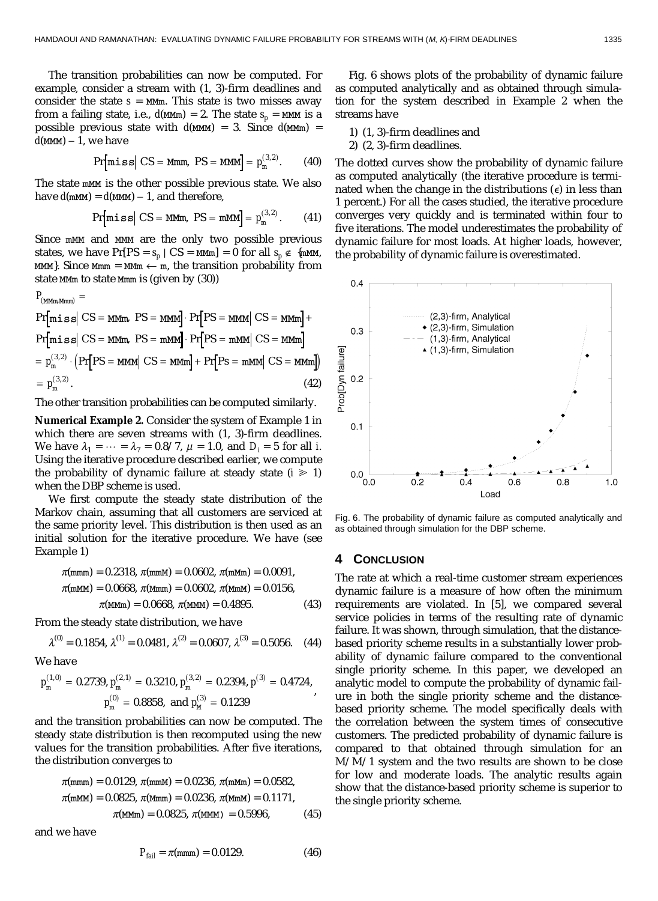The transition probabilities can now be computed. For example, consider a stream with (1, 3)-firm deadlines and consider the state $s$ = MMm. This state is two misses away from a failing state, i.e., $d$(MMm) = 2. The state $s_p$ = MMM is a possible previous state with $d$(MMM) = 3. Since $d$(MMm) = $d$(MMM) – 1, we have

$$\Pr\left[\texttt{miss}\,\middle|\,\mathrm{CS} = \mathrm{Mmm},\ \mathrm{PS} = \mathrm{MMM}\right] = p_m^{(3,2)}. \qquad (40)$$

The state mMM is the other possible previous state. We also have $d$(mMM) = $d$(MMM) – 1, and therefore,

$$\Pr\left[\texttt{miss}\,\middle|\,\mathrm{CS} = \mathrm{MMm},\ \mathrm{PS} = \mathrm{mMM}\right] = p_m^{(3,2)}. \qquad (41)$$

Since mMM and MMM are the only two possible previous states, we have Pr[PS = $s_p$ | CS = MMm] = 0 for all $s_p \notin$ {mMM, MMM}. Since Mmm = MMm ← m, the transition probability from state MMm to state Mmm is (given by (30))

$$\begin{aligned}
&P_{(\mathrm{MMm},\mathrm{Mmm})} = \\
&\Pr\left[\texttt{miss}\,\middle|\,\mathrm{CS} = \mathrm{MMm},\ \mathrm{PS} = \mathrm{MMM}\right] \cdot \Pr\left[\mathrm{PS} = \mathrm{MMM}\,\middle|\,\mathrm{CS} = \mathrm{MMm}\right] + \\
&\Pr\left[\texttt{miss}\,\middle|\,\mathrm{CS} = \mathrm{MMm},\ \mathrm{PS} = \mathrm{mMM}\right] \cdot \Pr\left[\mathrm{PS} = \mathrm{mMM}\,\middle|\,\mathrm{CS} = \mathrm{MMm}\right] \\
&= p_m^{(3,2)} \cdot \left(\Pr\left[\mathrm{PS} = \mathrm{MMM}\,\middle|\,\mathrm{CS} = \mathrm{MMm}\right] + \Pr\left[\mathrm{Ps} = \mathrm{mMM}\,\middle|\,\mathrm{CS} = \mathrm{MMm}\right]\right) \\
&= p_m^{(3,2)}. \qquad (42)
\end{aligned}$$

The other transition probabilities can be computed similarly.

**Numerical Example 2.** Consider the system of Example 1 in which there are seven streams with (1, 3)-firm deadlines. We have $\lambda_1 = \cdots = \lambda_7 = 0.8/7$, $\mu = 1.0$, and $D_i = 5$ for all $i$. Using the iterative procedure described earlier, we compute the probability of dynamic failure at steady state ($i \gg 1$) when the DBP scheme is used.

We first compute the steady state distribution of the Markov chain, assuming that all customers are serviced at the same priority level. This distribution is then used as an initial solution for the iterative procedure. We have (see Example 1)

$$\begin{aligned}
\pi(\mathrm{mmm}) &= 0.2318,\ \pi(\mathrm{mmM}) = 0.0602,\ \pi(\mathrm{mMm}) = 0.0091, \\
\pi(\mathrm{mMM}) &= 0.0668,\ \pi(\mathrm{Mmm}) = 0.0602,\ \pi(\mathrm{MmM}) = 0.0156, \\
\pi(\mathrm{MMm}) &= 0.0668,\ \pi(\mathrm{MMM}) = 0.4895. \qquad (43)
\end{aligned}$$

From the steady state distribution, we have

$$\lambda^{(0)} = 0.1854,\ \lambda^{(1)} = 0.0481,\ \lambda^{(2)} = 0.0607,\ \lambda^{(3)} = 0.5056. \qquad (44)$$

We have

$$p_m^{(1,0)} = 0.2739,\ p_m^{(2,1)} = 0.3210,\ p_m^{(3,2)} = 0.2394,\ p^{(3)} = 0.4724,$$
$$p_m^{(0)} = 0.8858,\ \text{and}\ p_M^{(3)} = 0.1239,$$

and the transition probabilities can now be computed. The steady state distribution is then recomputed using the new values for the transition probabilities. After five iterations, the distribution converges to

$$\begin{aligned}
\pi(\mathrm{mmm}) &= 0.0129,\ \pi(\mathrm{mmM}) = 0.0236,\ \pi(\mathrm{mMm}) = 0.0582, \\
\pi(\mathrm{mMM}) &= 0.0825,\ \pi(\mathrm{Mmm}) = 0.0236,\ \pi(\mathrm{MmM}) = 0.1171, \\
\pi(\mathrm{MMm}) &= 0.0825,\ \pi(\mathrm{MMM}) = 0.5996, \qquad (45)
\end{aligned}$$

and we have

$$P_{fail} = \pi(\mathrm{mmm}) = 0.0129. \qquad (46)$$

Fig. 6 shows plots of the probability of dynamic failure as computed analytically and as obtained through simulation for the system described in Example 2 when the streams have

1) (1, 3)-firm deadlines and
2) (2, 3)-firm deadlines.

The dotted curves show the probability of dynamic failure as computed analytically (the iterative procedure is terminated when the change in the distributions ($\epsilon$) in less than 1 percent.) For all the cases studied, the iterative procedure converges very quickly and is terminated within four to five iterations. The model underestimates the probability of dynamic failure for most loads. At higher loads, however, the probability of dynamic failure is overestimated.

Fig. 6. The probability of dynamic failure as computed analytically and as obtained through simulation for the DBP scheme.

## 4 Conclusion

The rate at which a real-time customer stream experiences dynamic failure is a measure of how often the minimum requirements are violated. In [5], we compared several service policies in terms of the resulting rate of dynamic failure. It was shown, through simulation, that the distance-based priority scheme results in a substantially lower probability of dynamic failure compared to the conventional single priority scheme. In this paper, we developed an analytic model to compute the probability of dynamic failure in both the single priority scheme and the distance-based priority scheme. The model specifically deals with the correlation between the system times of consecutive customers. The predicted probability of dynamic failure is compared to that obtained through simulation for an M/M/1 system and the two results are shown to be close for low and moderate loads. The analytic results again show that the distance-based priority scheme is superior to the single priority scheme.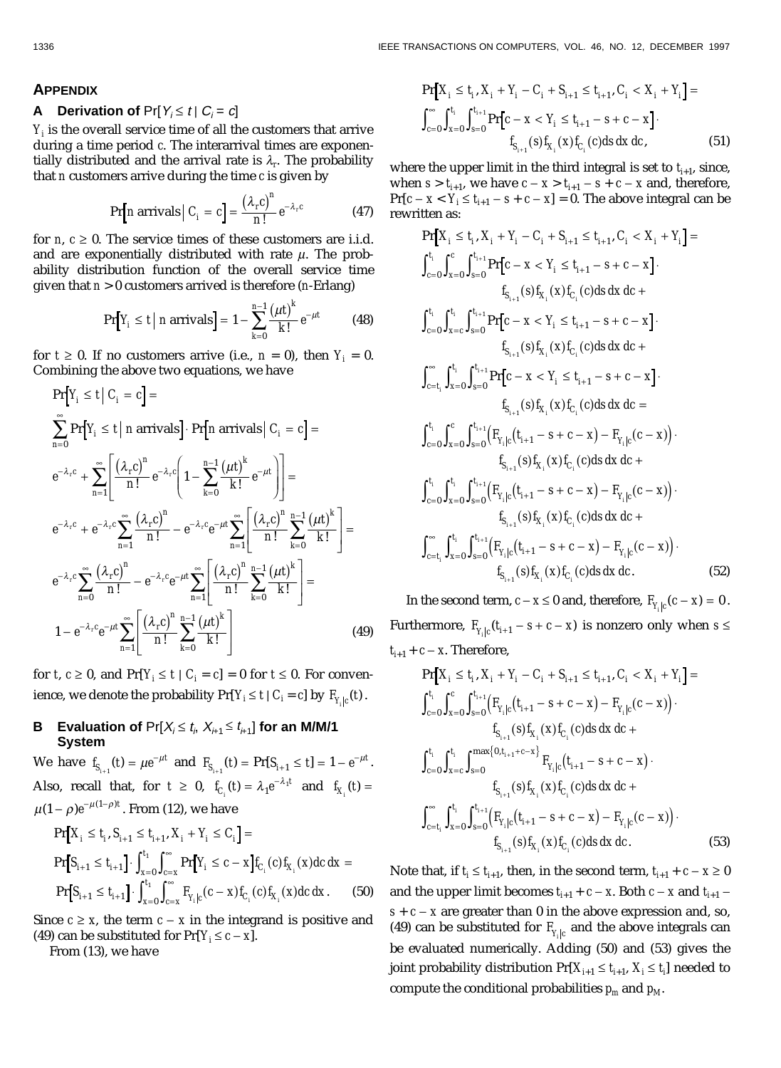## APPENDIX

### A Derivation of $\Pr[Y_i \le t \mid C_i = c]$

$Y_i$ is the overall service time of all the customers that arrive during a time period $c$. The interarrival times are exponentially distributed and the arrival rate is $\lambda_r$. The probability that $n$ customers arrive during the time $c$ is given by

$$\Pr\left[n \text{ arrivals} \mid C_i = c\right] = \frac{(\lambda_r c)^n}{n!} e^{-\lambda_r c} \tag{47}$$

for $n$, $c \ge 0$. The service times of these customers are i.i.d. and are exponentially distributed with rate $\mu$. The probability distribution function of the overall service time given that $n > 0$ customers arrived is therefore ($n$-Erlang)

$$\Pr\left[Y_i \le t \mid n \text{ arrivals}\right] = 1 - \sum_{k=0}^{n-1} \frac{(\mu t)^k}{k!} e^{-\mu t} \tag{48}$$

for $t \ge 0$. If no customers arrive (i.e., $n = 0$), then $Y_i = 0$. Combining the above two equations, we have

$$\begin{aligned}
&\Pr\left[Y_i \le t \mid C_i = c\right] = \\
&\sum_{n=0}^{\infty} \Pr\left[Y_i \le t \mid n \text{ arrivals}\right] \cdot \Pr\left[n \text{ arrivals} \mid C_i = c\right] = \\
&e^{-\lambda_r c} + \sum_{n=1}^{\infty} \left[ \frac{(\lambda_r c)^n}{n!} e^{-\lambda_r c} \left( 1 - \sum_{k=0}^{n-1} \frac{(\mu t)^k}{k!} e^{-\mu t} \right) \right] = \\
&e^{-\lambda_r c} + e^{-\lambda_r c} \sum_{n=1}^{\infty} \frac{(\lambda_r c)^n}{n!} - e^{-\lambda_r c} e^{-\mu t} \sum_{n=1}^{\infty} \left[ \frac{(\lambda_r c)^n}{n!} \sum_{k=0}^{n-1} \frac{(\mu t)^k}{k!} \right] = \\
&e^{-\lambda_r c} \sum_{n=0}^{\infty} \frac{(\lambda_r c)^n}{n!} - e^{-\lambda_r c} e^{-\mu t} \sum_{n=1}^{\infty} \left[ \frac{(\lambda_r c)^n}{n!} \sum_{k=0}^{n-1} \frac{(\mu t)^k}{k!} \right] = \\
&1 - e^{-\lambda_r c} e^{-\mu t} \sum_{n=1}^{\infty} \left[ \frac{(\lambda_r c)^n}{n!} \sum_{k=0}^{n-1} \frac{(\mu t)^k}{k!} \right]
\end{aligned} \tag{49}$$

for $t$, $c \ge 0$, and $\Pr[Y_i \le t \mid C_i = c] = 0$ for $t \le 0$. For convenience, we denote the probability $\Pr[Y_i \le t \mid C_i = c]$ by $F_{Y_i|c}(t)$.

### B Evaluation of $\Pr[X_i \le t_i, X_{i+1} \le t_{i+1}]$ for an M/M/1 System

We have $f_{S_{i+1}}(t) = \mu e^{-\mu t}$ and $F_{S_{i+1}}(t) = \Pr[S_{i+1} \le t] = 1 - e^{-\mu t}$. Also, recall that, for $t \ge 0$, $f_{C_i}(t) = \lambda_1 e^{-\lambda_1 t}$ and $f_{X_i}(t) = \mu(1-\rho)e^{-\mu(1-\rho)t}$. From (12), we have

$$\begin{aligned}
&\Pr\left[X_i \le t_i, S_{i+1} \le t_{i+1}, X_i + Y_i \le C_i\right] = \\
&\Pr\left[S_{i+1} \le t_{i+1}\right] \cdot \int_{x=0}^{t_1} \int_{c=x}^{\infty} \Pr\left[Y_i \le c - x\right] f_{C_i}(c) f_{X_i}(x)\, dc\, dx = \\
&\Pr\left[S_{i+1} \le t_{i+1}\right] \cdot \int_{x=0}^{t_1} \int_{c=x}^{\infty} F_{Y_i|c}(c - x) f_{C_i}(c) f_{X_i}(x)\, dc\, dx.
\end{aligned} \tag{50}$$

Since $c \ge x$, the term $c - x$ in the integrand is positive and (49) can be substituted for $\Pr[Y_i \le c - x]$.

From (13), we have

$$\begin{aligned}
&\Pr\left[X_i \le t_i, X_i + Y_i - C_i + S_{i+1} \le t_{i+1}, C_i < X_i + Y_i\right] = \\
&\int_{c=0}^{\infty} \int_{x=0}^{t_i} \int_{s=0}^{t_{i+1}} \Pr\left[c - x < Y_i \le t_{i+1} - s + c - x\right] \cdot \\
&\qquad f_{S_{i+1}}(s) f_{X_i}(x) f_{C_i}(c)\, ds\, dx\, dc,
\end{aligned} \tag{51}$$

where the upper limit in the third integral is set to $t_{i+1}$, since, when $s > t_{i+1}$, we have $c - x > t_{i+1} - s + c - x$ and, therefore, $\Pr[c - x < Y_i \le t_{i+1} - s + c - x] = 0$. The above integral can be rewritten as:

$$\begin{aligned}
&\Pr\left[X_i \le t_i, X_i + Y_i - C_i + S_{i+1} \le t_{i+1}, C_i < X_i + Y_i\right] = \\
&\int_{c=0}^{t_i} \int_{x=0}^{c} \int_{s=0}^{t_{i+1}} \Pr\left[c - x < Y_i \le t_{i+1} - s + c - x\right] \cdot \\
&\qquad f_{S_{i+1}}(s) f_{X_i}(x) f_{C_i}(c)\, ds\, dx\, dc + \\
&\int_{c=0}^{t_i} \int_{x=c}^{t_i} \int_{s=0}^{t_{i+1}} \Pr\left[c - x < Y_i \le t_{i+1} - s + c - x\right] \cdot \\
&\qquad f_{S_{i+1}}(s) f_{X_i}(x) f_{C_i}(c)\, ds\, dx\, dc + \\
&\int_{c=t_i}^{\infty} \int_{x=0}^{t_i} \int_{s=0}^{t_{i+1}} \Pr\left[c - x < Y_i \le t_{i+1} - s + c - x\right] \cdot \\
&\qquad f_{S_{i+1}}(s) f_{X_i}(x) f_{C_i}(c)\, ds\, dx\, dc = \\
&\int_{c=0}^{t_i} \int_{x=0}^{c} \int_{s=0}^{t_{i+1}} \left( F_{Y_i|c}(t_{i+1} - s + c - x) - F_{Y_i|c}(c - x) \right) \cdot \\
&\qquad f_{S_{i+1}}(s) f_{X_i}(x) f_{C_i}(c)\, ds\, dx\, dc + \\
&\int_{c=0}^{t_i} \int_{x=c}^{t_i} \int_{s=0}^{t_{i+1}} \left( F_{Y_i|c}(t_{i+1} - s + c - x) - F_{Y_i|c}(c - x) \right) \cdot \\
&\qquad f_{S_{i+1}}(s) f_{X_i}(x) f_{C_i}(c)\, ds\, dx\, dc + \\
&\int_{c=t_i}^{\infty} \int_{x=0}^{t_i} \int_{s=0}^{t_{i+1}} \left( F_{Y_i|c}(t_{i+1} - s + c - x) - F_{Y_i|c}(c - x) \right) \cdot \\
&\qquad f_{S_{i+1}}(s) f_{X_i}(x) f_{C_i}(c)\, ds\, dx\, dc.
\end{aligned} \tag{52}$$

In the second term, $c - x \le 0$ and, therefore, $F_{Y_i|c}(c - x) = 0$. Furthermore, $F_{Y_i|c}(t_{i+1} - s + c - x)$ is nonzero only when $s \le t_{i+1} + c - x$. Therefore,

$$\begin{aligned}
&\Pr\left[X_i \le t_i, X_i + Y_i - C_i + S_{i+1} \le t_{i+1}, C_i < X_i + Y_i\right] = \\
&\int_{c=0}^{t_i} \int_{x=0}^{c} \int_{s=0}^{t_{i+1}} \left( F_{Y_i|c}(t_{i+1} - s + c - x) - F_{Y_i|c}(c - x) \right) \cdot \\
&\qquad f_{S_{i+1}}(s) f_{X_i}(x) f_{C_i}(c)\, ds\, dx\, dc + \\
&\int_{c=0}^{t_i} \int_{x=c}^{t_i} \int_{s=0}^{\max\{0, t_{i+1} + c - x\}} F_{Y_i|c}(t_{i+1} - s + c - x) \cdot \\
&\qquad f_{S_{i+1}}(s) f_{X_i}(x) f_{C_i}(c)\, ds\, dx\, dc + \\
&\int_{c=t_i}^{\infty} \int_{x=0}^{t_i} \int_{s=0}^{t_{i+1}} \left( F_{Y_i|c}(t_{i+1} - s + c - x) - F_{Y_i|c}(c - x) \right) \cdot \\
&\qquad f_{S_{i+1}}(s) f_{X_i}(x) f_{C_i}(c)\, ds\, dx\, dc.
\end{aligned} \tag{53}$$

Note that, if $t_i \le t_{i+1}$, then, in the second term, $t_{i+1} + c - x \ge 0$ and the upper limit becomes $t_{i+1} + c - x$. Both $c - x$ and $t_{i+1} - s + c - x$ are greater than 0 in the above expression and, so, (49) can be substituted for $F_{Y_i|c}$ and the above integrals can be evaluated numerically. Adding (50) and (53) gives the joint probability distribution $\Pr[X_{i+1} \le t_{i+1}, X_i \le t_i]$ needed to compute the conditional probabilities $p_m$ and $p_M$.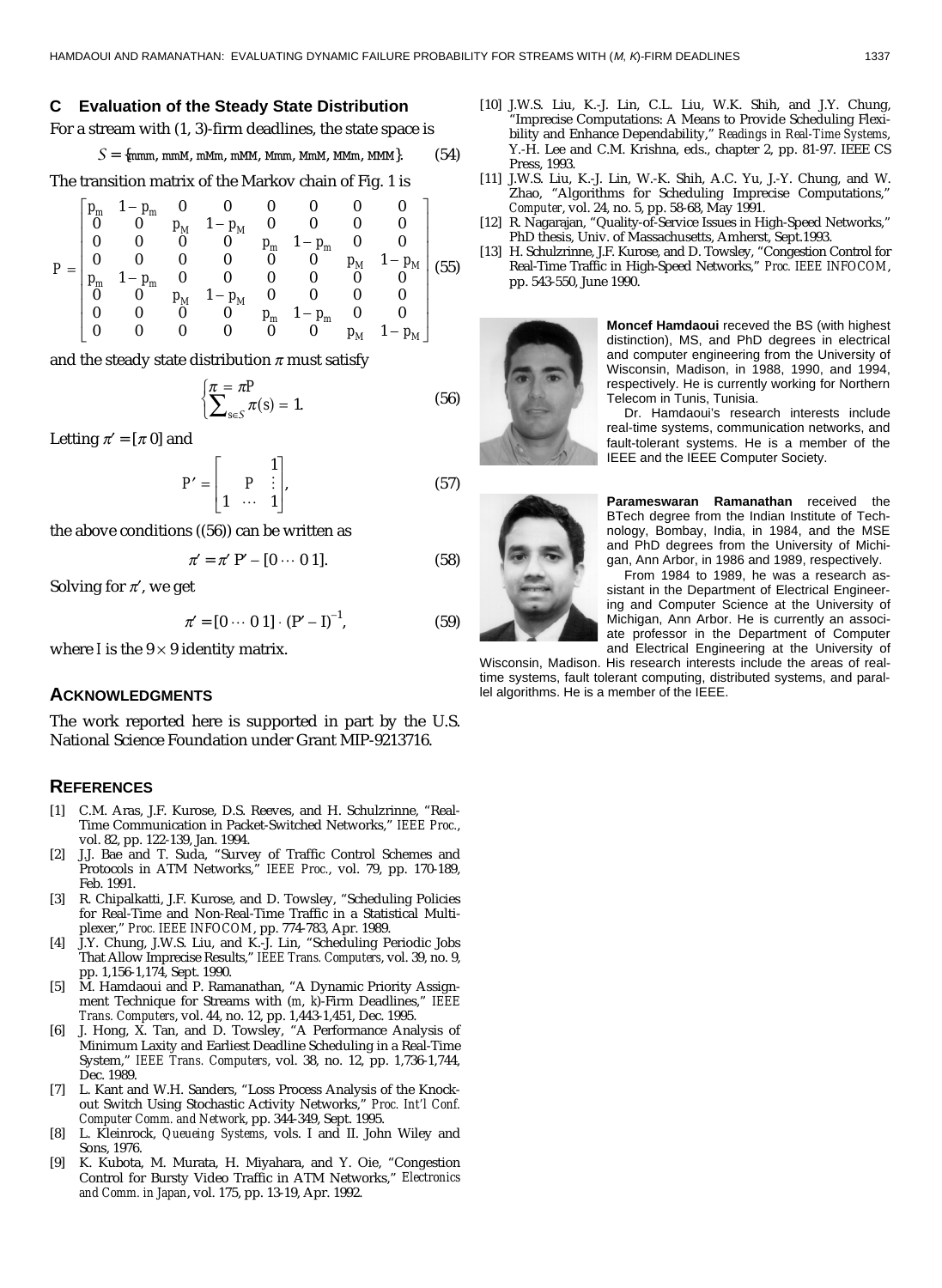### C Evaluation of the Steady State Distribution

For a stream with (1, 3)-firm deadlines, the state space is

$$S = \{mmm, mmM, mMm, mMM, Mmm, MmM, MMm, MMM\}. \quad (54)$$

The transition matrix of the Markov chain of Fig. 1 is

$$P = \begin{bmatrix} p_m & 1-p_m & 0 & 0 & 0 & 0 & 0 & 0 \\ 0 & 0 & p_M & 1-p_M & 0 & 0 & 0 & 0 \\ 0 & 0 & 0 & 0 & p_m & 1-p_m & 0 & 0 \\ 0 & 0 & 0 & 0 & 0 & 0 & p_M & 1-p_M \\ p_m & 1-p_m & 0 & 0 & 0 & 0 & 0 & 0 \\ 0 & 0 & p_M & 1-p_M & 0 & 0 & 0 & 0 \\ 0 & 0 & 0 & 0 & p_m & 1-p_m & 0 & 0 \\ 0 & 0 & 0 & 0 & 0 & 0 & p_M & 1-p_M \end{bmatrix} \quad (55)$$

and the steady state distribution $\pi$ must satisfy

$$\begin{cases} \pi = \pi P \\ \sum_{s \in S} \pi(s) = 1. \end{cases} \quad (56)$$

Letting $\pi' = [\pi \; 0]$ and

$$P' = \begin{bmatrix} & & 1 \\ & P & \vdots \\ 1 & \cdots & 1 \end{bmatrix}, \quad (57)$$

the above conditions ((56)) can be written as

$$\pi' = \pi' P' - [0 \cdots 0 \; 1]. \quad (58)$$

Solving for $\pi'$, we get

$$\pi' = [0 \cdots 0 \; 1] \cdot (P' - I)^{-1}, \quad (59)$$

where $I$ is the $9 \times 9$ identity matrix.

## ACKNOWLEDGMENTS

The work reported here is supported in part by the U.S. National Science Foundation under Grant MIP-9213716.

## REFERENCES

[1] C.M. Aras, J.F. Kurose, D.S. Reeves, and H. Schulzrinne, "Real-Time Communication in Packet-Switched Networks," *IEEE Proc.*, vol. 82, pp. 122-139, Jan. 1994.

[2] J.J. Bae and T. Suda, "Survey of Traffic Control Schemes and Protocols in ATM Networks," *IEEE Proc.*, vol. 79, pp. 170-189, Feb. 1991.

[3] R. Chipalkatti, J.F. Kurose, and D. Towsley, "Scheduling Policies for Real-Time and Non-Real-Time Traffic in a Statistical Multiplexer," *Proc. IEEE INFOCOM*, pp. 774-783, Apr. 1989.

[4] J.Y. Chung, J.W.S. Liu, and K.-J. Lin, "Scheduling Periodic Jobs That Allow Imprecise Results," *IEEE Trans. Computers*, vol. 39, no. 9, pp. 1,156-1,174, Sept. 1990.

[5] M. Hamdaoui and P. Ramanathan, "A Dynamic Priority Assignment Technique for Streams with (*m*, *k*)-Firm Deadlines," *IEEE Trans. Computers*, vol. 44, no. 12, pp. 1,443-1,451, Dec. 1995.

[6] J. Hong, X. Tan, and D. Towsley, "A Performance Analysis of Minimum Laxity and Earliest Deadline Scheduling in a Real-Time System," *IEEE Trans. Computers*, vol. 38, no. 12, pp. 1,736-1,744, Dec. 1989.

[7] L. Kant and W.H. Sanders, "Loss Process Analysis of the Knockout Switch Using Stochastic Activity Networks," *Proc. Int'l Conf. Computer Comm. and Network*, pp. 344-349, Sept. 1995.

[8] L. Kleinrock, *Queueing Systems*, vols. I and II. John Wiley and Sons, 1976.

[9] K. Kubota, M. Murata, H. Miyahara, and Y. Oie, "Congestion Control for Bursty Video Traffic in ATM Networks," *Electronics and Comm. in Japan*, vol. 175, pp. 13-19, Apr. 1992.

[10] J.W.S. Liu, K.-J. Lin, C.L. Liu, W.K. Shih, and J.Y. Chung, "Imprecise Computations: A Means to Provide Scheduling Flexibility and Enhance Dependability," *Readings in Real-Time Systems*, Y.-H. Lee and C.M. Krishna, eds., chapter 2, pp. 81-97. IEEE CS Press, 1993.

[11] J.W.S. Liu, K.-J. Lin, W.-K. Shih, A.C. Yu, J.-Y. Chung, and W. Zhao, "Algorithms for Scheduling Imprecise Computations," *Computer*, vol. 24, no. 5, pp. 58-68, May 1991.

[12] R. Nagarajan, "Quality-of-Service Issues in High-Speed Networks," PhD thesis, Univ. of Massachusetts, Amherst, Sept.1993.

[13] H. Schulzrinne, J.F. Kurose, and D. Towsley, "Congestion Control for Real-Time Traffic in High-Speed Networks," *Proc. IEEE INFOCOM*, pp. 543-550, June 1990.

**Moncef Hamdaoui** receved the BS (with highest distinction), MS, and PhD degrees in electrical and computer engineering from the University of Wisconsin, Madison, in 1988, 1990, and 1994, respectively. He is currently working for Northern Telecom in Tunis, Tunisia.

Dr. Hamdaoui's research interests include real-time systems, communication networks, and fault-tolerant systems. He is a member of the IEEE and the IEEE Computer Society.

**Parameswaran Ramanathan** received the BTech degree from the Indian Institute of Technology, Bombay, India, in 1984, and the MSE and PhD degrees from the University of Michigan, Ann Arbor, in 1986 and 1989, respectively.

From 1984 to 1989, he was a research assistant in the Department of Electrical Engineering and Computer Science at the University of Michigan, Ann Arbor. He is currently an associate professor in the Department of Computer and Electrical Engineering at the University of Wisconsin, Madison. His research interests include the areas of real-time systems, fault tolerant computing, distributed systems, and parallel algorithms. He is a member of the IEEE.